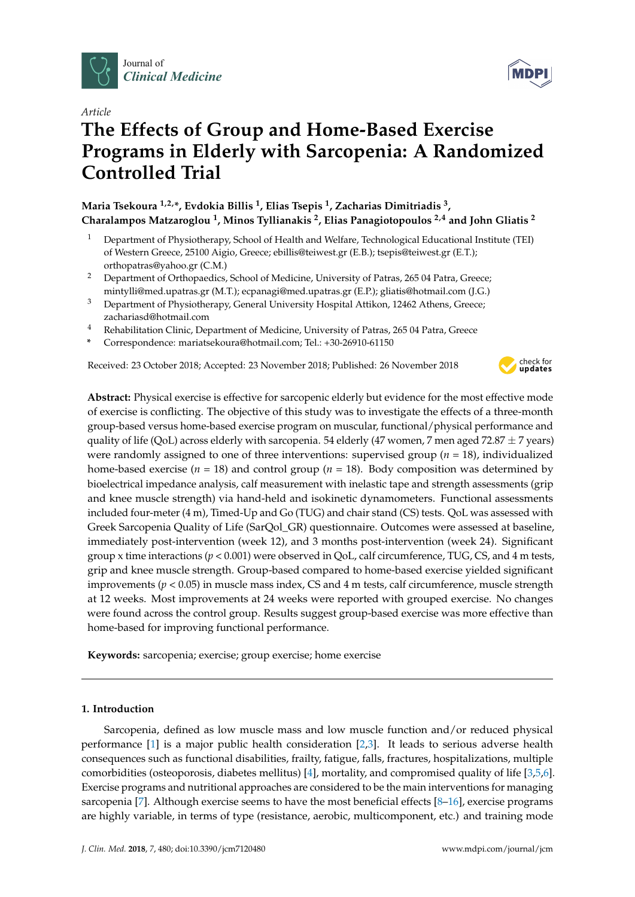Journal of
*Clinical Medicine*

MDPI

*Article*

# The Effects of Group and Home-Based Exercise Programs in Elderly with Sarcopenia: A Randomized Controlled Trial

**Maria Tsekoura [1,2,*], Evdokia Billis [1], Elias Tsepis [1], Zacharias Dimitriadis [3], Charalampos Matzaroglou [1], Minos Tyllianakis [2], Elias Panagiotopoulos [2,4] and John Gliatis [2]**

[1] Department of Physiotherapy, School of Health and Welfare, Technological Educational Institute (TEI) of Western Greece, 25100 Aigio, Greece; ebillis@teiwest.gr (E.B.); tsepis@teiwest.gr (E.T.); orthopatras@yahoo.gr (C.M.)

[2] Department of Orthopaedics, School of Medicine, University of Patras, 265 04 Patra, Greece; mintylli@med.upatras.gr (M.T.); ecpanagi@med.upatras.gr (E.P.); gliatis@hotmail.com (J.G.)

[3] Department of Physiotherapy, General University Hospital Attikon, 12462 Athens, Greece; zachariasd@hotmail.com

[4] Rehabilitation Clinic, Department of Medicine, University of Patras, 265 04 Patra, Greece

\* Correspondence: mariatsekoura@hotmail.com; Tel.: +30-26910-61150

Received: 23 October 2018; Accepted: 23 November 2018; Published: 26 November 2018

**Abstract:** Physical exercise is effective for sarcopenic elderly but evidence for the most effective mode of exercise is conflicting. The objective of this study was to investigate the effects of a three-month group-based versus home-based exercise program on muscular, functional/physical performance and quality of life (QoL) across elderly with sarcopenia. 54 elderly (47 women, 7 men aged 72.87 ± 7 years) were randomly assigned to one of three interventions: supervised group ($n$ = 18), individualized home-based exercise ($n$ = 18) and control group ($n$ = 18). Body composition was determined by bioelectrical impedance analysis, calf measurement with inelastic tape and strength assessments (grip and knee muscle strength) via hand-held and isokinetic dynamometers. Functional assessments included four-meter (4 m), Timed-Up and Go (TUG) and chair stand (CS) tests. QoL was assessed with Greek Sarcopenia Quality of Life (SarQol_GR) questionnaire. Outcomes were assessed at baseline, immediately post-intervention (week 12), and 3 months post-intervention (week 24). Significant group x time interactions ($p < 0.001$) were observed in QoL, calf circumference, TUG, CS, and 4 m tests, grip and knee muscle strength. Group-based compared to home-based exercise yielded significant improvements ($p < 0.05$) in muscle mass index, CS and 4 m tests, calf circumference, muscle strength at 12 weeks. Most improvements at 24 weeks were reported with grouped exercise. No changes were found across the control group. Results suggest group-based exercise was more effective than home-based for improving functional performance.

**Keywords:** sarcopenia; exercise; group exercise; home exercise

## 1. Introduction

Sarcopenia, defined as low muscle mass and low muscle function and/or reduced physical performance [1] is a major public health consideration [2,3]. It leads to serious adverse health consequences such as functional disabilities, frailty, fatigue, falls, fractures, hospitalizations, multiple comorbidities (osteoporosis, diabetes mellitus) [4], mortality, and compromised quality of life [3,5,6]. Exercise programs and nutritional approaches are considered to be the main interventions for managing sarcopenia [7]. Although exercise seems to have the most beneficial effects [8–16], exercise programs are highly variable, in terms of type (resistance, aerobic, multicomponent, etc.) and training mode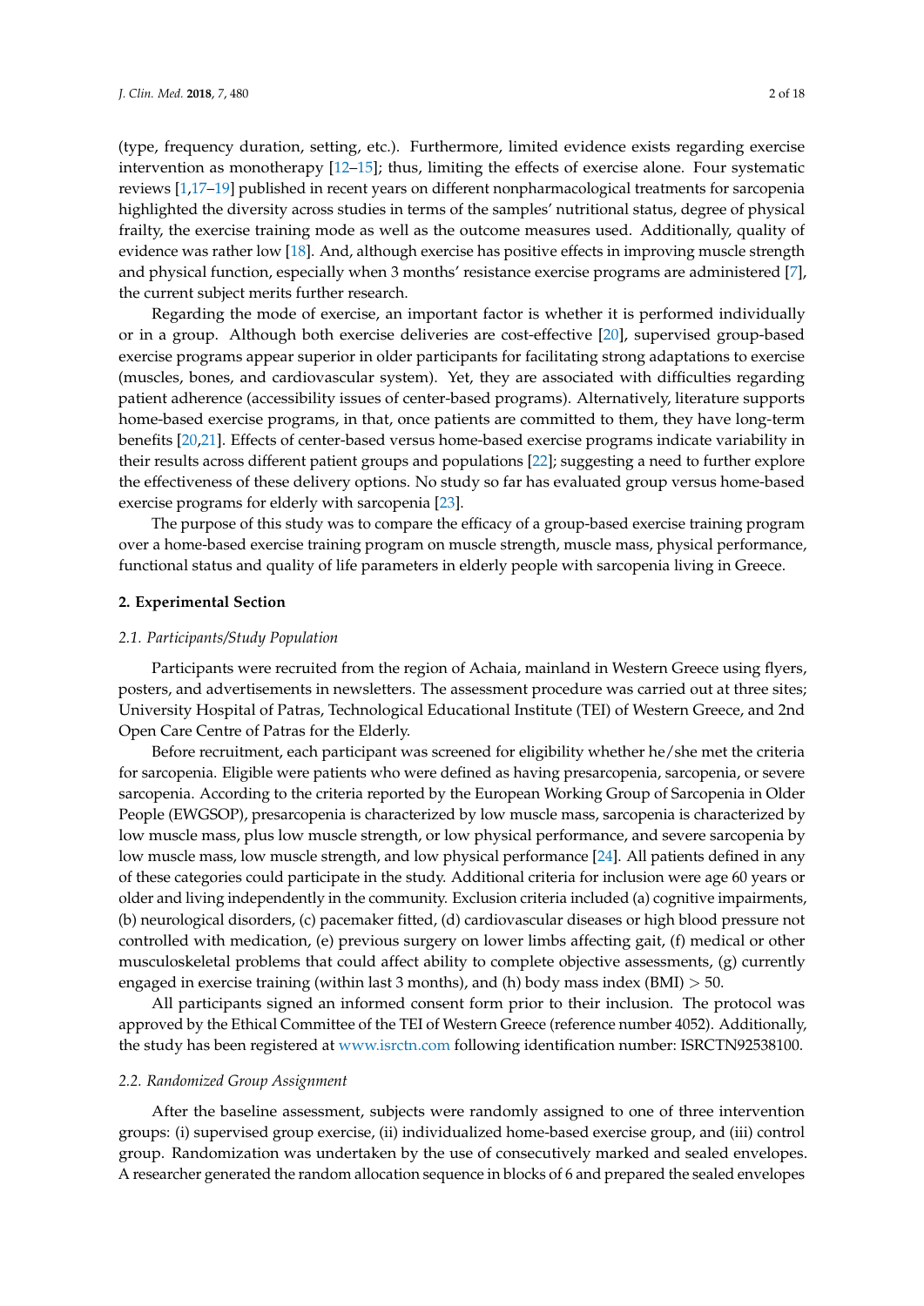(type, frequency duration, setting, etc.). Furthermore, limited evidence exists regarding exercise intervention as monotherapy [12–15]; thus, limiting the effects of exercise alone. Four systematic reviews [1,17–19] published in recent years on different nonpharmacological treatments for sarcopenia highlighted the diversity across studies in terms of the samples' nutritional status, degree of physical frailty, the exercise training mode as well as the outcome measures used. Additionally, quality of evidence was rather low [18]. And, although exercise has positive effects in improving muscle strength and physical function, especially when 3 months' resistance exercise programs are administered [7], the current subject merits further research.

Regarding the mode of exercise, an important factor is whether it is performed individually or in a group. Although both exercise deliveries are cost-effective [20], supervised group-based exercise programs appear superior in older participants for facilitating strong adaptations to exercise (muscles, bones, and cardiovascular system). Yet, they are associated with difficulties regarding patient adherence (accessibility issues of center-based programs). Alternatively, literature supports home-based exercise programs, in that, once patients are committed to them, they have long-term benefits [20,21]. Effects of center-based versus home-based exercise programs indicate variability in their results across different patient groups and populations [22]; suggesting a need to further explore the effectiveness of these delivery options. No study so far has evaluated group versus home-based exercise programs for elderly with sarcopenia [23].

The purpose of this study was to compare the efficacy of a group-based exercise training program over a home-based exercise training program on muscle strength, muscle mass, physical performance, functional status and quality of life parameters in elderly people with sarcopenia living in Greece.

## 2. Experimental Section

### 2.1. Participants/Study Population

Participants were recruited from the region of Achaia, mainland in Western Greece using flyers, posters, and advertisements in newsletters. The assessment procedure was carried out at three sites; University Hospital of Patras, Technological Educational Institute (TEI) of Western Greece, and 2nd Open Care Centre of Patras for the Elderly.

Before recruitment, each participant was screened for eligibility whether he/she met the criteria for sarcopenia. Eligible were patients who were defined as having presarcopenia, sarcopenia, or severe sarcopenia. According to the criteria reported by the European Working Group of Sarcopenia in Older People (EWGSOP), presarcopenia is characterized by low muscle mass, sarcopenia is characterized by low muscle mass, plus low muscle strength, or low physical performance, and severe sarcopenia by low muscle mass, low muscle strength, and low physical performance [24]. All patients defined in any of these categories could participate in the study. Additional criteria for inclusion were age 60 years or older and living independently in the community. Exclusion criteria included (a) cognitive impairments, (b) neurological disorders, (c) pacemaker fitted, (d) cardiovascular diseases or high blood pressure not controlled with medication, (e) previous surgery on lower limbs affecting gait, (f) medical or other musculoskeletal problems that could affect ability to complete objective assessments, (g) currently engaged in exercise training (within last 3 months), and (h) body mass index (BMI) > 50.

All participants signed an informed consent form prior to their inclusion. The protocol was approved by the Ethical Committee of the TEI of Western Greece (reference number 4052). Additionally, the study has been registered at www.isrctn.com following identification number: ISRCTN92538100.

### 2.2. Randomized Group Assignment

After the baseline assessment, subjects were randomly assigned to one of three intervention groups: (i) supervised group exercise, (ii) individualized home-based exercise group, and (iii) control group. Randomization was undertaken by the use of consecutively marked and sealed envelopes. A researcher generated the random allocation sequence in blocks of 6 and prepared the sealed envelopes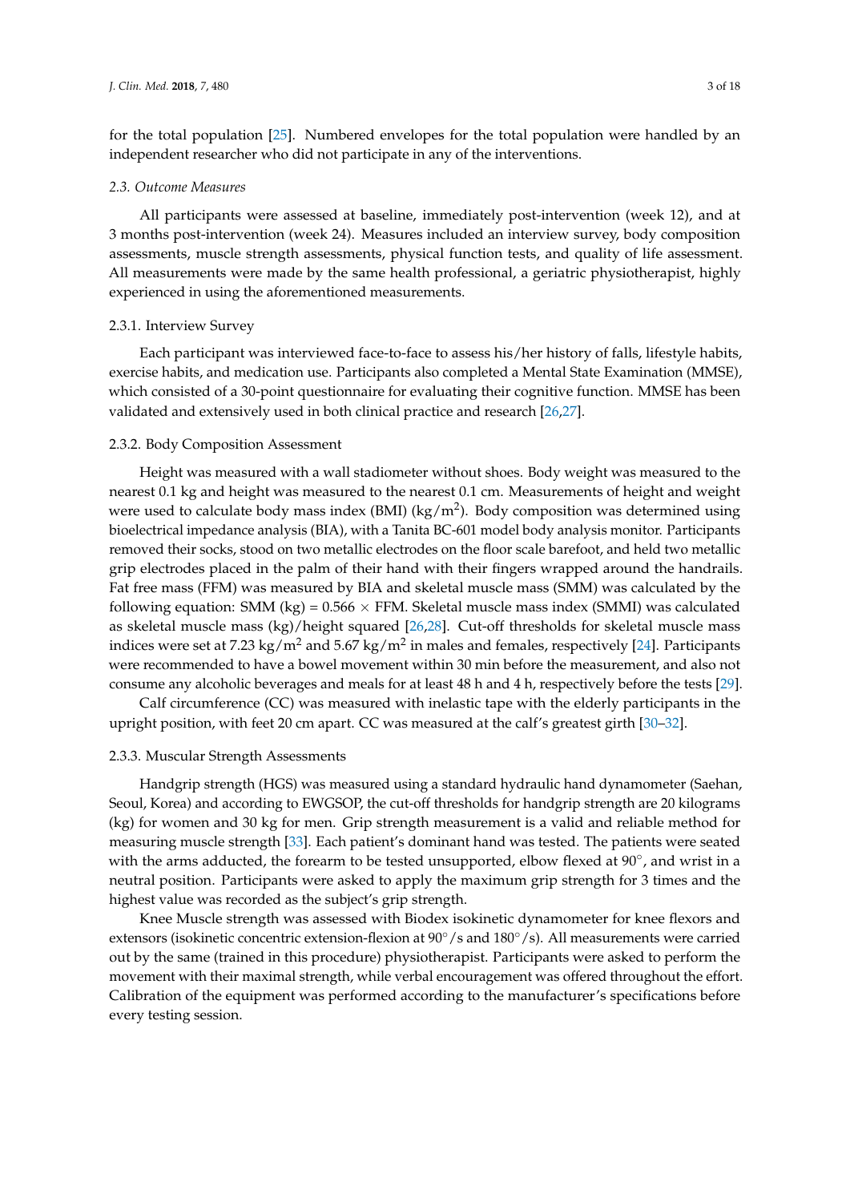for the total population [25]. Numbered envelopes for the total population were handled by an independent researcher who did not participate in any of the interventions.

### *2.3. Outcome Measures*

All participants were assessed at baseline, immediately post-intervention (week 12), and at 3 months post-intervention (week 24). Measures included an interview survey, body composition assessments, muscle strength assessments, physical function tests, and quality of life assessment. All measurements were made by the same health professional, a geriatric physiotherapist, highly experienced in using the aforementioned measurements.

#### 2.3.1. Interview Survey

Each participant was interviewed face-to-face to assess his/her history of falls, lifestyle habits, exercise habits, and medication use. Participants also completed a Mental State Examination (MMSE), which consisted of a 30-point questionnaire for evaluating their cognitive function. MMSE has been validated and extensively used in both clinical practice and research [26,27].

#### 2.3.2. Body Composition Assessment

Height was measured with a wall stadiometer without shoes. Body weight was measured to the nearest 0.1 kg and height was measured to the nearest 0.1 cm. Measurements of height and weight were used to calculate body mass index (BMI) ($kg/m^2$). Body composition was determined using bioelectrical impedance analysis (BIA), with a Tanita BC-601 model body analysis monitor. Participants removed their socks, stood on two metallic electrodes on the floor scale barefoot, and held two metallic grip electrodes placed in the palm of their hand with their fingers wrapped around the handrails. Fat free mass (FFM) was measured by BIA and skeletal muscle mass (SMM) was calculated by the following equation: SMM (kg) = $0.566 \times$ FFM. Skeletal muscle mass index (SMMI) was calculated as skeletal muscle mass (kg)/height squared [26,28]. Cut-off thresholds for skeletal muscle mass indices were set at 7.23 $kg/m^2$ and 5.67 $kg/m^2$ in males and females, respectively [24]. Participants were recommended to have a bowel movement within 30 min before the measurement, and also not consume any alcoholic beverages and meals for at least 48 h and 4 h, respectively before the tests [29].

Calf circumference (CC) was measured with inelastic tape with the elderly participants in the upright position, with feet 20 cm apart. CC was measured at the calf's greatest girth [30–32].

#### 2.3.3. Muscular Strength Assessments

Handgrip strength (HGS) was measured using a standard hydraulic hand dynamometer (Saehan, Seoul, Korea) and according to EWGSOP, the cut-off thresholds for handgrip strength are 20 kilograms (kg) for women and 30 kg for men. Grip strength measurement is a valid and reliable method for measuring muscle strength [33]. Each patient's dominant hand was tested. The patients were seated with the arms adducted, the forearm to be tested unsupported, elbow flexed at 90°, and wrist in a neutral position. Participants were asked to apply the maximum grip strength for 3 times and the highest value was recorded as the subject's grip strength.

Knee Muscle strength was assessed with Biodex isokinetic dynamometer for knee flexors and extensors (isokinetic concentric extension-flexion at 90°/s and 180°/s). All measurements were carried out by the same (trained in this procedure) physiotherapist. Participants were asked to perform the movement with their maximal strength, while verbal encouragement was offered throughout the effort. Calibration of the equipment was performed according to the manufacturer's specifications before every testing session.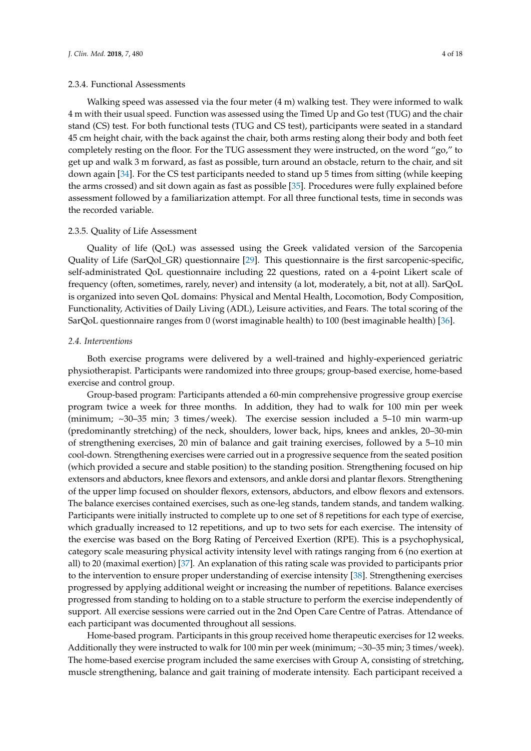#### 2.3.4. Functional Assessments

Walking speed was assessed via the four meter (4 m) walking test. They were informed to walk 4 m with their usual speed. Function was assessed using the Timed Up and Go test (TUG) and the chair stand (CS) test. For both functional tests (TUG and CS test), participants were seated in a standard 45 cm height chair, with the back against the chair, both arms resting along their body and both feet completely resting on the floor. For the TUG assessment they were instructed, on the word "go," to get up and walk 3 m forward, as fast as possible, turn around an obstacle, return to the chair, and sit down again [34]. For the CS test participants needed to stand up 5 times from sitting (while keeping the arms crossed) and sit down again as fast as possible [35]. Procedures were fully explained before assessment followed by a familiarization attempt. For all three functional tests, time in seconds was the recorded variable.

#### 2.3.5. Quality of Life Assessment

Quality of life (QoL) was assessed using the Greek validated version of the Sarcopenia Quality of Life (SarQol_GR) questionnaire [29]. This questionnaire is the first sarcopenic-specific, self-administrated QoL questionnaire including 22 questions, rated on a 4-point Likert scale of frequency (often, sometimes, rarely, never) and intensity (a lot, moderately, a bit, not at all). SarQoL is organized into seven QoL domains: Physical and Mental Health, Locomotion, Body Composition, Functionality, Activities of Daily Living (ADL), Leisure activities, and Fears. The total scoring of the SarQoL questionnaire ranges from 0 (worst imaginable health) to 100 (best imaginable health) [36].

### *2.4. Interventions*

Both exercise programs were delivered by a well-trained and highly-experienced geriatric physiotherapist. Participants were randomized into three groups; group-based exercise, home-based exercise and control group.

Group-based program: Participants attended a 60-min comprehensive progressive group exercise program twice a week for three months. In addition, they had to walk for 100 min per week (minimum; ~30–35 min; 3 times/week). The exercise session included a 5–10 min warm-up (predominantly stretching) of the neck, shoulders, lower back, hips, knees and ankles, 20–30-min of strengthening exercises, 20 min of balance and gait training exercises, followed by a 5–10 min cool-down. Strengthening exercises were carried out in a progressive sequence from the seated position (which provided a secure and stable position) to the standing position. Strengthening focused on hip extensors and abductors, knee flexors and extensors, and ankle dorsi and plantar flexors. Strengthening of the upper limp focused on shoulder flexors, extensors, abductors, and elbow flexors and extensors. The balance exercises contained exercises, such as one-leg stands, tandem stands, and tandem walking. Participants were initially instructed to complete up to one set of 8 repetitions for each type of exercise, which gradually increased to 12 repetitions, and up to two sets for each exercise. The intensity of the exercise was based on the Borg Rating of Perceived Exertion (RPE). This is a psychophysical, category scale measuring physical activity intensity level with ratings ranging from 6 (no exertion at all) to 20 (maximal exertion) [37]. An explanation of this rating scale was provided to participants prior to the intervention to ensure proper understanding of exercise intensity [38]. Strengthening exercises progressed by applying additional weight or increasing the number of repetitions. Balance exercises progressed from standing to holding on to a stable structure to perform the exercise independently of support. All exercise sessions were carried out in the 2nd Open Care Centre of Patras. Attendance of each participant was documented throughout all sessions.

Home-based program. Participants in this group received home therapeutic exercises for 12 weeks. Additionally they were instructed to walk for 100 min per week (minimum; ~30–35 min; 3 times/week). The home-based exercise program included the same exercises with Group A, consisting of stretching, muscle strengthening, balance and gait training of moderate intensity. Each participant received a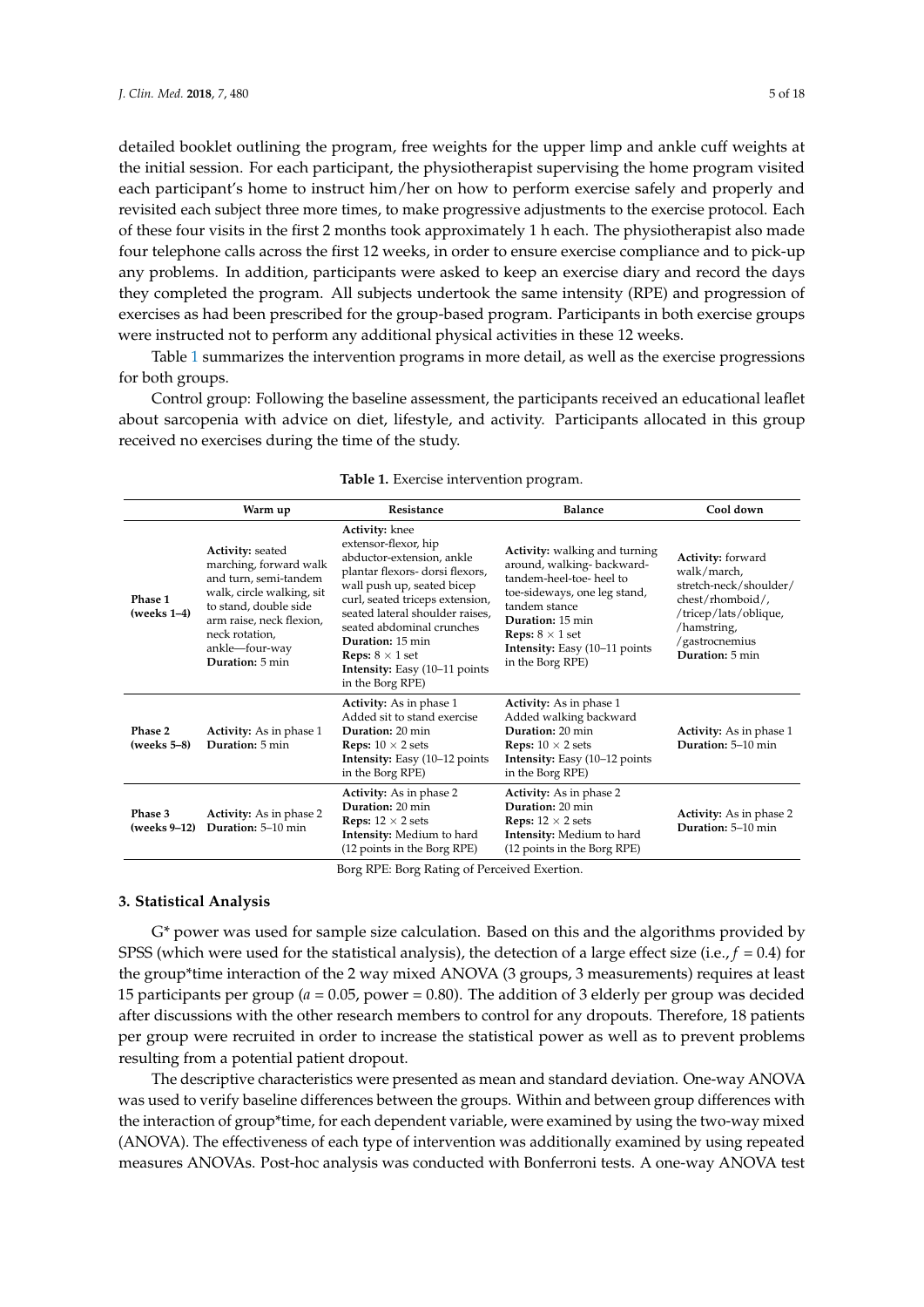detailed booklet outlining the program, free weights for the upper limp and ankle cuff weights at the initial session. For each participant, the physiotherapist supervising the home program visited each participant's home to instruct him/her on how to perform exercise safely and properly and revisited each subject three more times, to make progressive adjustments to the exercise protocol. Each of these four visits in the first 2 months took approximately 1 h each. The physiotherapist also made four telephone calls across the first 12 weeks, in order to ensure exercise compliance and to pick-up any problems. In addition, participants were asked to keep an exercise diary and record the days they completed the program. All subjects undertook the same intensity (RPE) and progression of exercises as had been prescribed for the group-based program. Participants in both exercise groups were instructed not to perform any additional physical activities in these 12 weeks.

Table 1 summarizes the intervention programs in more detail, as well as the exercise progressions for both groups.

Control group: Following the baseline assessment, the participants received an educational leaflet about sarcopenia with advice on diet, lifestyle, and activity. Participants allocated in this group received no exercises during the time of the study.

**Table 1.** Exercise intervention program.

| | Warm up | Resistance | Balance | Cool down |
|---|---|---|---|---|
| **Phase 1 (weeks 1–4)** | **Activity:** seated marching, forward walk and turn, semi-tandem walk, circle walking, sit to stand, double side arm raise, neck flexion, neck rotation, ankle—four-way **Duration:** 5 min | **Activity:** knee extensor-flexor, hip abductor-extension, ankle plantar flexors- dorsi flexors, wall push up, seated bicep curl, seated triceps extension, seated lateral shoulder raises, seated abdominal crunches **Duration:** 15 min **Reps:** $8 \times 1$ set **Intensity:** Easy (10–11 points in the Borg RPE) | **Activity:** walking and turning around, walking- backward-tandem-heel-toe- heel to toe-sideways, one leg stand, tandem stance **Duration:** 15 min **Reps:** $8 \times 1$ set **Intensity:** Easy (10–11 points in the Borg RPE) | **Activity:** forward walk/march, stretch-neck/shoulder/chest/rhomboid/, /tricep/lats/oblique, /hamstring, /gastrocnemius **Duration:** 5 min |
| **Phase 2 (weeks 5–8)** | **Activity:** As in phase 1 **Duration:** 5 min | **Activity:** As in phase 1 Added sit to stand exercise **Duration:** 20 min **Reps:** $10 \times 2$ sets **Intensity:** Easy (10–12 points in the Borg RPE) | **Activity:** As in phase 1 Added walking backward **Duration:** 20 min **Reps:** $10 \times 2$ sets **Intensity:** Easy (10–12 points in the Borg RPE) | **Activity:** As in phase 1 **Duration:** 5–10 min |
| **Phase 3 (weeks 9–12)** | **Activity:** As in phase 2 **Duration:** 5–10 min | **Activity:** As in phase 2 **Duration:** 20 min **Reps:** $12 \times 2$ sets **Intensity:** Medium to hard (12 points in the Borg RPE) | **Activity:** As in phase 2 **Duration:** 20 min **Reps:** $12 \times 2$ sets **Intensity:** Medium to hard (12 points in the Borg RPE) | **Activity:** As in phase 2 **Duration:** 5–10 min |

Borg RPE: Borg Rating of Perceived Exertion.

## 3. Statistical Analysis

G* power was used for sample size calculation. Based on this and the algorithms provided by SPSS (which were used for the statistical analysis), the detection of a large effect size (i.e., $f = 0.4$) for the group*time interaction of the 2 way mixed ANOVA (3 groups, 3 measurements) requires at least 15 participants per group ($a = 0.05$, power = 0.80). The addition of 3 elderly per group was decided after discussions with the other research members to control for any dropouts. Therefore, 18 patients per group were recruited in order to increase the statistical power as well as to prevent problems resulting from a potential patient dropout.

The descriptive characteristics were presented as mean and standard deviation. One-way ANOVA was used to verify baseline differences between the groups. Within and between group differences with the interaction of group*time, for each dependent variable, were examined by using the two-way mixed (ANOVA). The effectiveness of each type of intervention was additionally examined by using repeated measures ANOVAs. Post-hoc analysis was conducted with Bonferroni tests. A one-way ANOVA test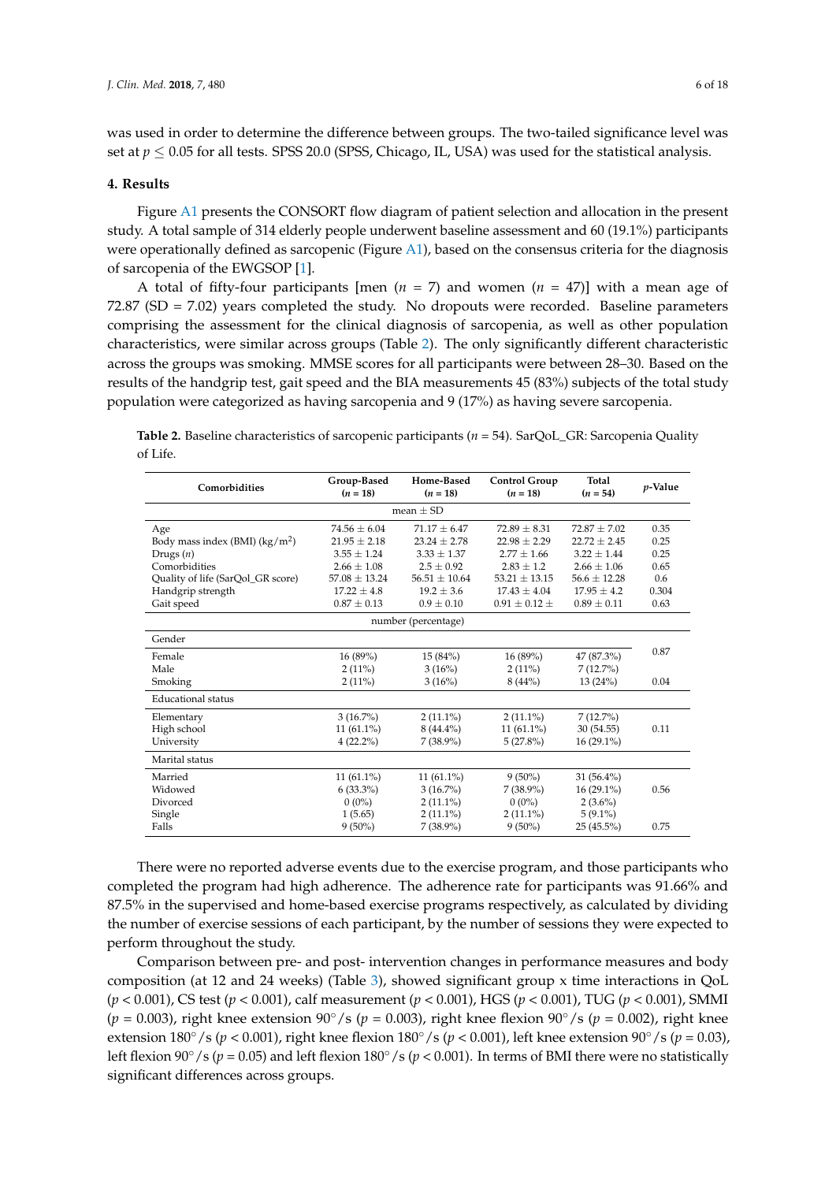was used in order to determine the difference between groups. The two-tailed significance level was set at $p \leq 0.05$ for all tests. SPSS 20.0 (SPSS, Chicago, IL, USA) was used for the statistical analysis.

## 4. Results

Figure A1 presents the CONSORT flow diagram of patient selection and allocation in the present study. A total sample of 314 elderly people underwent baseline assessment and 60 (19.1%) participants were operationally defined as sarcopenic (Figure A1), based on the consensus criteria for the diagnosis of sarcopenia of the EWGSOP [1].

A total of fifty-four participants [men ($n$ = 7) and women ($n$ = 47)] with a mean age of 72.87 (SD = 7.02) years completed the study. No dropouts were recorded. Baseline parameters comprising the assessment for the clinical diagnosis of sarcopenia, as well as other population characteristics, were similar across groups (Table 2). The only significantly different characteristic across the groups was smoking. MMSE scores for all participants were between 28–30. Based on the results of the handgrip test, gait speed and the BIA measurements 45 (83%) subjects of the total study population were categorized as having sarcopenia and 9 (17%) as having severe sarcopenia.

**Table 2.** Baseline characteristics of sarcopenic participants ($n$ = 54). SarQoL_GR: Sarcopenia Quality of Life.

| Comorbidities | Group-Based ($n$ = 18) | Home-Based ($n$ = 18) | Control Group ($n$ = 18) | Total ($n$ = 54) | $p$-Value |
|---|---|---|---|---|---|
| | | mean ± SD | | | |
| Age | 74.56 ± 6.04 | 71.17 ± 6.47 | 72.89 ± 8.31 | 72.87 ± 7.02 | 0.35 |
| Body mass index (BMI) (kg/m$^2$) | 21.95 ± 2.18 | 23.24 ± 2.78 | 22.98 ± 2.29 | 22.72 ± 2.45 | 0.25 |
| Drugs ($n$) | 3.55 ± 1.24 | 3.33 ± 1.37 | 2.77 ± 1.66 | 3.22 ± 1.44 | 0.25 |
| Comorbidities | 2.66 ± 1.08 | 2.5 ± 0.92 | 2.83 ± 1.2 | 2.66 ± 1.06 | 0.65 |
| Quality of life (SarQol_GR score) | 57.08 ± 13.24 | 56.51 ± 10.64 | 53.21 ± 13.15 | 56.6 ± 12.28 | 0.6 |
| Handgrip strength | 17.22 ± 4.8 | 19.2 ± 3.6 | 17.43 ± 4.04 | 17.95 ± 4.2 | 0.304 |
| Gait speed | 0.87 ± 0.13 | 0.9 ± 0.10 | 0.91 ± 0.12 ± | 0.89 ± 0.11 | 0.63 |
| | | number (percentage) | | | |
| Gender | | | | | |
| Female | 16 (89%) | 15 (84%) | 16 (89%) | 47 (87.3%) | 0.87 |
| Male | 2 (11%) | 3 (16%) | 2 (11%) | 7 (12.7%) | |
| Smoking | 2 (11%) | 3 (16%) | 8 (44%) | 13 (24%) | 0.04 |
| Educational status | | | | | |
| Elementary | 3 (16.7%) | 2 (11.1%) | 2 (11.1%) | 7 (12.7%) | |
| High school | 11 (61.1%) | 8 (44.4%) | 11 (61.1%) | 30 (54.55) | 0.11 |
| University | 4 (22.2%) | 7 (38.9%) | 5 (27.8%) | 16 (29.1%) | |
| Marital status | | | | | |
| Married | 11 (61.1%) | 11 (61.1%) | 9 (50%) | 31 (56.4%) | |
| Widowed | 6 (33.3%) | 3 (16.7%) | 7 (38.9%) | 16 (29.1%) | 0.56 |
| Divorced | 0 (0%) | 2 (11.1%) | 0 (0%) | 2 (3.6%) | |
| Single | 1 (5.65) | 2 (11.1%) | 2 (11.1%) | 5 (9.1%) | |
| Falls | 9 (50%) | 7 (38.9%) | 9 (50%) | 25 (45.5%) | 0.75 |

There were no reported adverse events due to the exercise program, and those participants who completed the program had high adherence. The adherence rate for participants was 91.66% and 87.5% in the supervised and home-based exercise programs respectively, as calculated by dividing the number of exercise sessions of each participant, by the number of sessions they were expected to perform throughout the study.

Comparison between pre- and post- intervention changes in performance measures and body composition (at 12 and 24 weeks) (Table 3), showed significant group x time interactions in QoL ($p < 0.001$), CS test ($p < 0.001$), calf measurement ($p < 0.001$), HGS ($p < 0.001$), TUG ($p < 0.001$), SMMI ($p = 0.003$), right knee extension 90°/s ($p = 0.003$), right knee flexion 90°/s ($p = 0.002$), right knee extension 180°/s ($p < 0.001$), right knee flexion 180°/s ($p < 0.001$), left knee extension 90°/s ($p = 0.03$), left flexion 90°/s ($p = 0.05$) and left flexion 180°/s ($p < 0.001$). In terms of BMI there were no statistically significant differences across groups.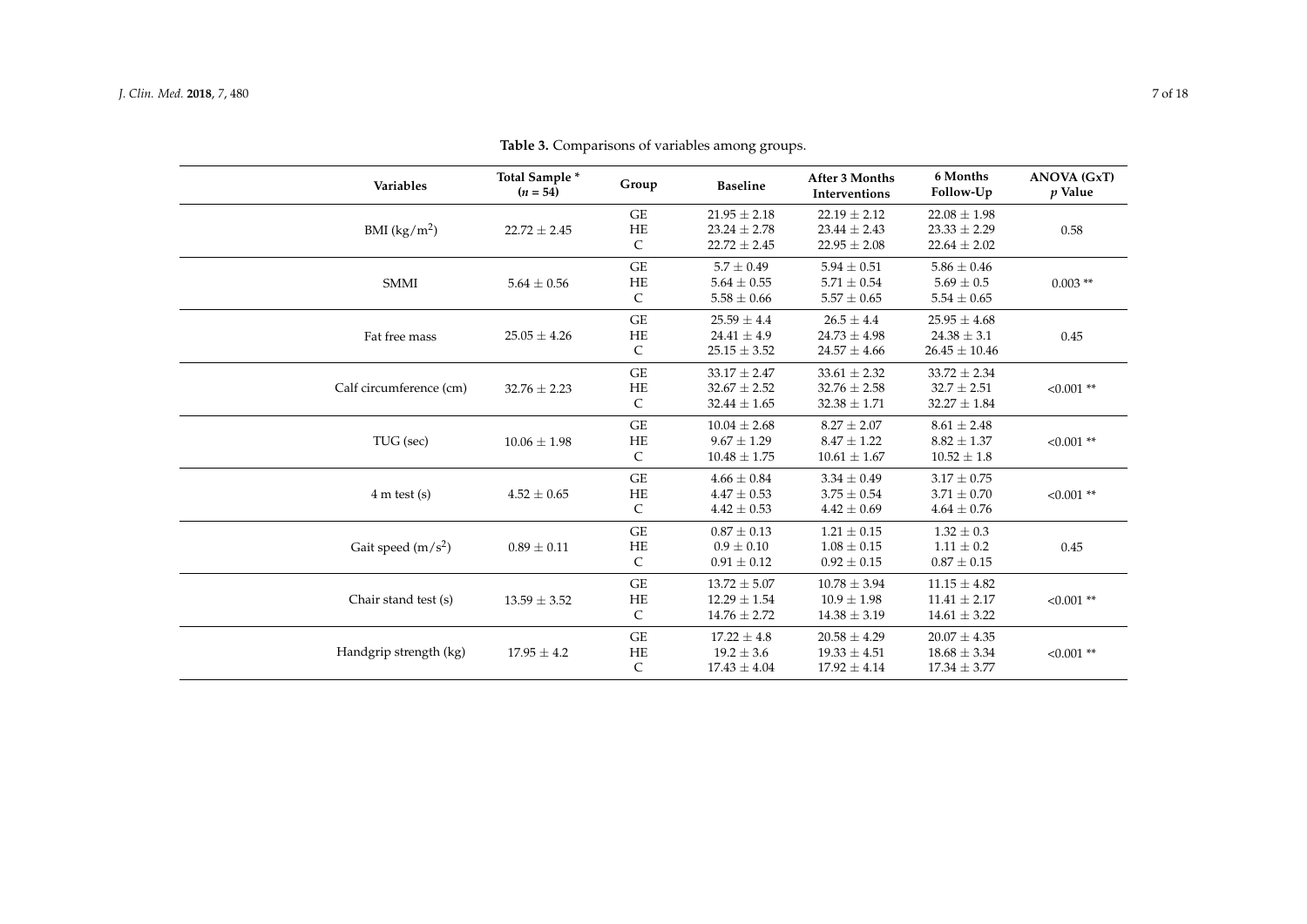**Table 3.** Comparisons of variables among groups.

| Variables | Total Sample * ($n$ = 54) | Group | Baseline | After 3 Months Interventions | 6 Months Follow-Up | ANOVA (GxT) $p$ Value |
|---|---|---|---|---|---|---|
| BMI (kg/m$^2$) | 22.72 ± 2.45 | GE | 21.95 ± 2.18 | 22.19 ± 2.12 | 22.08 ± 1.98 | 0.58 |
| | | HE | 23.24 ± 2.78 | 23.44 ± 2.43 | 23.33 ± 2.29 | |
| | | C | 22.72 ± 2.45 | 22.95 ± 2.08 | 22.64 ± 2.02 | |
| SMMI | 5.64 ± 0.56 | GE | 5.7 ± 0.49 | 5.94 ± 0.51 | 5.86 ± 0.46 | 0.003 ** |
| | | HE | 5.64 ± 0.55 | 5.71 ± 0.54 | 5.69 ± 0.5 | |
| | | C | 5.58 ± 0.66 | 5.57 ± 0.65 | 5.54 ± 0.65 | |
| Fat free mass | 25.05 ± 4.26 | GE | 25.59 ± 4.4 | 26.5 ± 4.4 | 25.95 ± 4.68 | 0.45 |
| | | HE | 24.41 ± 4.9 | 24.73 ± 4.98 | 24.38 ± 3.1 | |
| | | C | 25.15 ± 3.52 | 24.57 ± 4.66 | 26.45 ± 10.46 | |
| Calf circumference (cm) | 32.76 ± 2.23 | GE | 33.17 ± 2.47 | 33.61 ± 2.32 | 33.72 ± 2.34 | <0.001 ** |
| | | HE | 32.67 ± 2.52 | 32.76 ± 2.58 | 32.7 ± 2.51 | |
| | | C | 32.44 ± 1.65 | 32.38 ± 1.71 | 32.27 ± 1.84 | |
| TUG (sec) | 10.06 ± 1.98 | GE | 10.04 ± 2.68 | 8.27 ± 2.07 | 8.61 ± 2.48 | <0.001 ** |
| | | HE | 9.67 ± 1.29 | 8.47 ± 1.22 | 8.82 ± 1.37 | |
| | | C | 10.48 ± 1.75 | 10.61 ± 1.67 | 10.52 ± 1.8 | |
| 4 m test (s) | 4.52 ± 0.65 | GE | 4.66 ± 0.84 | 3.34 ± 0.49 | 3.17 ± 0.75 | <0.001 ** |
| | | HE | 4.47 ± 0.53 | 3.75 ± 0.54 | 3.71 ± 0.70 | |
| | | C | 4.42 ± 0.53 | 4.42 ± 0.69 | 4.64 ± 0.76 | |
| Gait speed (m/s$^2$) | 0.89 ± 0.11 | GE | 0.87 ± 0.13 | 1.21 ± 0.15 | 1.32 ± 0.3 | 0.45 |
| | | HE | 0.9 ± 0.10 | 1.08 ± 0.15 | 1.11 ± 0.2 | |
| | | C | 0.91 ± 0.12 | 0.92 ± 0.15 | 0.87 ± 0.15 | |
| Chair stand test (s) | 13.59 ± 3.52 | GE | 13.72 ± 5.07 | 10.78 ± 3.94 | 11.15 ± 4.82 | <0.001 ** |
| | | HE | 12.29 ± 1.54 | 10.9 ± 1.98 | 11.41 ± 2.17 | |
| | | C | 14.76 ± 2.72 | 14.38 ± 3.19 | 14.61 ± 3.22 | |
| Handgrip strength (kg) | 17.95 ± 4.2 | GE | 17.22 ± 4.8 | 20.58 ± 4.29 | 20.07 ± 4.35 | <0.001 ** |
| | | HE | 19.2 ± 3.6 | 19.33 ± 4.51 | 18.68 ± 3.34 | |
| | | C | 17.43 ± 4.04 | 17.92 ± 4.14 | 17.34 ± 3.77 | |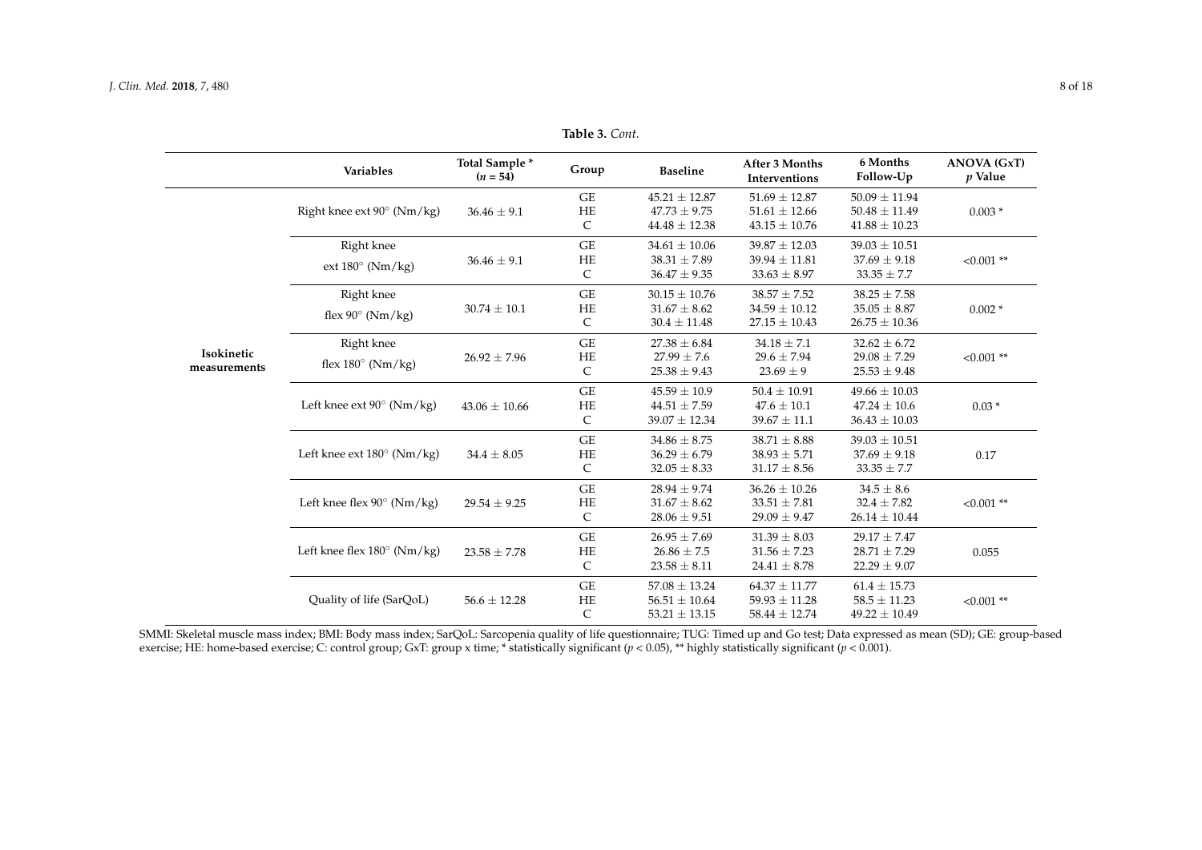**Table 3.** *Cont.*

| | Variables | Total Sample * ($n$ = 54) | Group | Baseline | After 3 Months Interventions | 6 Months Follow-Up | ANOVA (GxT) $p$ Value |
|---|---|---|---|---|---|---|---|
| Isokinetic measurements | Right knee ext 90° (Nm/kg) | 36.46 ± 9.1 | GE | 45.21 ± 12.87 | 51.69 ± 12.87 | 50.09 ± 11.94 | 0.003 * |
| | | | HE | 47.73 ± 9.75 | 51.61 ± 12.66 | 50.48 ± 11.49 | |
| | | | C | 44.48 ± 12.38 | 43.15 ± 10.76 | 41.88 ± 10.23 | |
| | Right knee ext 180° (Nm/kg) | 36.46 ± 9.1 | GE | 34.61 ± 10.06 | 39.87 ± 12.03 | 39.03 ± 10.51 | <0.001 ** |
| | | | HE | 38.31 ± 7.89 | 39.94 ± 11.81 | 37.69 ± 9.18 | |
| | | | C | 36.47 ± 9.35 | 33.63 ± 8.97 | 33.35 ± 7.7 | |
| | Right knee flex 90° (Nm/kg) | 30.74 ± 10.1 | GE | 30.15 ± 10.76 | 38.57 ± 7.52 | 38.25 ± 7.58 | 0.002 * |
| | | | HE | 31.67 ± 8.62 | 34.59 ± 10.12 | 35.05 ± 8.87 | |
| | | | C | 30.4 ± 11.48 | 27.15 ± 10.43 | 26.75 ± 10.36 | |
| | Right knee flex 180° (Nm/kg) | 26.92 ± 7.96 | GE | 27.38 ± 6.84 | 34.18 ± 7.1 | 32.62 ± 6.72 | <0.001 ** |
| | | | HE | 27.99 ± 7.6 | 29.6 ± 7.94 | 29.08 ± 7.29 | |
| | | | C | 25.38 ± 9.43 | 23.69 ± 9 | 25.53 ± 9.48 | |
| | Left knee ext 90° (Nm/kg) | 43.06 ± 10.66 | GE | 45.59 ± 10.9 | 50.4 ± 10.91 | 49.66 ± 10.03 | 0.03 * |
| | | | HE | 44.51 ± 7.59 | 47.6 ± 10.1 | 47.24 ± 10.6 | |
| | | | C | 39.07 ± 12.34 | 39.67 ± 11.1 | 36.43 ± 10.03 | |
| | Left knee ext 180° (Nm/kg) | 34.4 ± 8.05 | GE | 34.86 ± 8.75 | 38.71 ± 8.88 | 39.03 ± 10.51 | 0.17 |
| | | | HE | 36.29 ± 6.79 | 38.93 ± 5.71 | 37.69 ± 9.18 | |
| | | | C | 32.05 ± 8.33 | 31.17 ± 8.56 | 33.35 ± 7.7 | |
| | Left knee flex 90° (Nm/kg) | 29.54 ± 9.25 | GE | 28.94 ± 9.74 | 36.26 ± 10.26 | 34.5 ± 8.6 | <0.001 ** |
| | | | HE | 31.67 ± 8.62 | 33.51 ± 7.81 | 32.4 ± 7.82 | |
| | | | C | 28.06 ± 9.51 | 29.09 ± 9.47 | 26.14 ± 10.44 | |
| | Left knee flex 180° (Nm/kg) | 23.58 ± 7.78 | GE | 26.95 ± 7.69 | 31.39 ± 8.03 | 29.17 ± 7.47 | 0.055 |
| | | | HE | 26.86 ± 7.5 | 31.56 ± 7.23 | 28.71 ± 7.29 | |
| | | | C | 23.58 ± 8.11 | 24.41 ± 8.78 | 22.29 ± 9.07 | |
| | Quality of life (SarQoL) | 56.6 ± 12.28 | GE | 57.08 ± 13.24 | 64.37 ± 11.77 | 61.4 ± 15.73 | <0.001 ** |
| | | | HE | 56.51 ± 10.64 | 59.93 ± 11.28 | 58.5 ± 11.23 | |
| | | | C | 53.21 ± 13.15 | 58.44 ± 12.74 | 49.22 ± 10.49 | |

SMMI: Skeletal muscle mass index; BMI: Body mass index; SarQoL: Sarcopenia quality of life questionnaire; TUG: Timed up and Go test; Data expressed as mean (SD); GE: group-based exercise; HE: home-based exercise; C: control group; GxT: group x time; * statistically significant ($p$ < 0.05), ** highly statistically significant ($p$ < 0.001).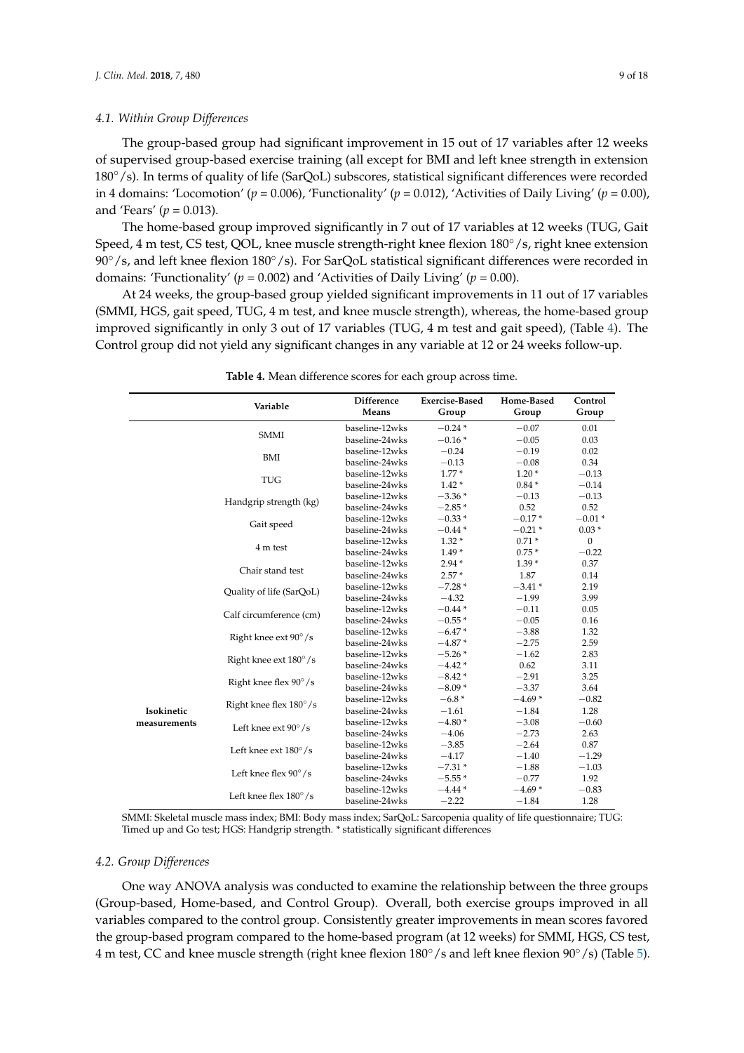### 4.1. Within Group Differences

The group-based group had significant improvement in 15 out of 17 variables after 12 weeks of supervised group-based exercise training (all except for BMI and left knee strength in extension 180°/s). In terms of quality of life (SarQoL) subscores, statistical significant differences were recorded in 4 domains: 'Locomotion' ($p = 0.006$), 'Functionality' ($p = 0.012$), 'Activities of Daily Living' ($p = 0.00$), and 'Fears' ($p = 0.013$).

The home-based group improved significantly in 7 out of 17 variables at 12 weeks (TUG, Gait Speed, 4 m test, CS test, QOL, knee muscle strength-right knee flexion 180°/s, right knee extension 90°/s, and left knee flexion 180°/s). For SarQoL statistical significant differences were recorded in domains: 'Functionality' ($p = 0.002$) and 'Activities of Daily Living' ($p = 0.00$).

At 24 weeks, the group-based group yielded significant improvements in 11 out of 17 variables (SMMI, HGS, gait speed, TUG, 4 m test, and knee muscle strength), whereas, the home-based group improved significantly in only 3 out of 17 variables (TUG, 4 m test and gait speed), (Table 4). The Control group did not yield any significant changes in any variable at 12 or 24 weeks follow-up.

**Table 4.** Mean difference scores for each group across time.

| | Variable | Difference Means | Exercise-Based Group | Home-Based Group | Control Group |
|---|---|---|---|---|---|
| | SMMI | baseline-12wks | −0.24 * | −0.07 | 0.01 |
| | | baseline-24wks | −0.16 * | −0.05 | 0.03 |
| | BMI | baseline-12wks | −0.24 | −0.19 | 0.02 |
| | | baseline-24wks | −0.13 | −0.08 | 0.34 |
| | TUG | baseline-12wks | 1.77 * | 1.20 * | −0.13 |
| | | baseline-24wks | 1.42 * | 0.84 * | −0.14 |
| | Handgrip strength (kg) | baseline-12wks | −3.36 * | −0.13 | −0.13 |
| | | baseline-24wks | −2.85 * | 0.52 | 0.52 |
| | Gait speed | baseline-12wks | −0.33 * | −0.17 * | −0.01 * |
| | | baseline-24wks | −0.44 * | −0.21 * | 0.03 * |
| | 4 m test | baseline-12wks | 1.32 * | 0.71 * | 0 |
| | | baseline-24wks | 1.49 * | 0.75 * | −0.22 |
| | Chair stand test | baseline-12wks | 2.94 * | 1.39 * | 0.37 |
| | | baseline-24wks | 2.57 * | 1.87 | 0.14 |
| | Quality of life (SarQoL) | baseline-12wks | −7.28 * | −3.41 * | 2.19 |
| | | baseline-24wks | −4.32 | −1.99 | 3.99 |
| | Calf circumference (cm) | baseline-12wks | −0.44 * | −0.11 | 0.05 |
| | | baseline-24wks | −0.55 * | −0.05 | 0.16 |
| **Isokinetic measurements** | Right knee ext 90°/s | baseline-12wks | −6.47 * | −3.88 | 1.32 |
| | | baseline-24wks | −4.87 * | −2.75 | 2.59 |
| | Right knee ext 180°/s | baseline-12wks | −5.26 * | −1.62 | 2.83 |
| | | baseline-24wks | −4.42 * | 0.62 | 3.11 |
| | Right knee flex 90°/s | baseline-12wks | −8.42 * | −2.91 | 3.25 |
| | | baseline-24wks | −8.09 * | −3.37 | 3.64 |
| | Right knee flex 180°/s | baseline-12wks | −6.8 * | −4.69 * | −0.82 |
| | | baseline-24wks | −1.61 | −1.84 | 1.28 |
| | Left knee ext 90°/s | baseline-12wks | −4.80 * | −3.08 | −0.60 |
| | | baseline-24wks | −4.06 | −2.73 | 2.63 |
| | Left knee ext 180°/s | baseline-12wks | −3.85 | −2.64 | 0.87 |
| | | baseline-24wks | −4.17 | −1.40 | −1.29 |
| | Left knee flex 90°/s | baseline-12wks | −7.31 * | −1.88 | −1.03 |
| | | baseline-24wks | −5.55 * | −0.77 | 1.92 |
| | Left knee flex 180°/s | baseline-12wks | −4.44 * | −4.69 * | −0.83 |
| | | baseline-24wks | −2.22 | −1.84 | 1.28 |

SMMI: Skeletal muscle mass index; BMI: Body mass index; SarQoL: Sarcopenia quality of life questionnaire; TUG: Timed up and Go test; HGS: Handgrip strength. * statistically significant differences

### 4.2. Group Differences

One way ANOVA analysis was conducted to examine the relationship between the three groups (Group-based, Home-based, and Control Group). Overall, both exercise groups improved in all variables compared to the control group. Consistently greater improvements in mean scores favored the group-based program compared to the home-based program (at 12 weeks) for SMMI, HGS, CS test, 4 m test, CC and knee muscle strength (right knee flexion 180°/s and left knee flexion 90°/s) (Table 5).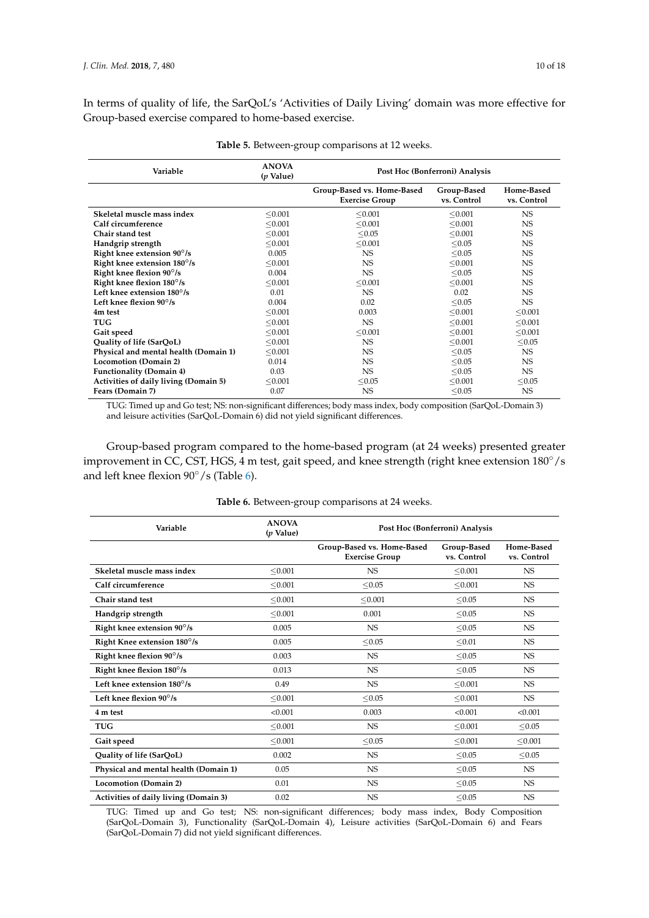In terms of quality of life, the SarQoL's 'Activities of Daily Living' domain was more effective for Group-based exercise compared to home-based exercise.

**Table 5.** Between-group comparisons at 12 weeks.

| Variable | ANOVA ($p$ Value) | Post Hoc (Bonferroni) Analysis | | |
|---|---|---|---|---|
| | | Group-Based vs. Home-Based Exercise Group | Group-Based vs. Control | Home-Based vs. Control |
| **Skeletal muscle mass index** | ≤0.001 | ≤0.001 | ≤0.001 | NS |
| **Calf circumference** | ≤0.001 | ≤0.001 | ≤0.001 | NS |
| **Chair stand test** | ≤0.001 | ≤0.05 | ≤0.001 | NS |
| **Handgrip strength** | ≤0.001 | ≤0.001 | ≤0.05 | NS |
| **Right knee extension 90°/s** | 0.005 | NS | ≤0.05 | NS |
| **Right knee extension 180°/s** | ≤0.001 | NS | ≤0.001 | NS |
| **Right knee flexion 90°/s** | 0.004 | NS | ≤0.05 | NS |
| **Right knee flexion 180°/s** | ≤0.001 | ≤0.001 | ≤0.001 | NS |
| **Left knee extension 180°/s** | 0.01 | NS | 0.02 | NS |
| **Left knee flexion 90°/s** | 0.004 | 0.02 | ≤0.05 | NS |
| **4m test** | ≤0.001 | 0.003 | ≤0.001 | ≤0.001 |
| **TUG** | ≤0.001 | NS | ≤0.001 | ≤0.001 |
| **Gait speed** | ≤0.001 | ≤0.001 | ≤0.001 | ≤0.001 |
| **Quality of life (SarQoL)** | ≤0.001 | NS | ≤0.001 | ≤0.05 |
| **Physical and mental health (Domain 1)** | ≤0.001 | NS | ≤0.05 | NS |
| **Locomotion (Domain 2)** | 0.014 | NS | ≤0.05 | NS |
| **Functionality (Domain 4)** | 0.03 | NS | ≤0.05 | NS |
| **Activities of daily living (Domain 5)** | ≤0.001 | ≤0.05 | ≤0.001 | ≤0.05 |
| **Fears (Domain 7)** | 0.07 | NS | ≤0.05 | NS |

TUG: Timed up and Go test; NS: non-significant differences; body mass index, body composition (SarQoL-Domain 3) and leisure activities (SarQoL-Domain 6) did not yield significant differences.

Group-based program compared to the home-based program (at 24 weeks) presented greater improvement in CC, CST, HGS, 4 m test, gait speed, and knee strength (right knee extension 180°/s and left knee flexion 90°/s (Table 6).

**Table 6.** Between-group comparisons at 24 weeks.

| Variable | ANOVA ($p$ Value) | Post Hoc (Bonferroni) Analysis | | |
|---|---|---|---|---|
| | | Group-Based vs. Home-Based Exercise Group | Group-Based vs. Control | Home-Based vs. Control |
| **Skeletal muscle mass index** | ≤0.001 | NS | ≤0.001 | NS |
| **Calf circumference** | ≤0.001 | ≤0.05 | ≤0.001 | NS |
| **Chair stand test** | ≤0.001 | ≤0.001 | ≤0.05 | NS |
| **Handgrip strength** | ≤0.001 | 0.001 | ≤0.05 | NS |
| **Right knee extension 90°/s** | 0.005 | NS | ≤0.05 | NS |
| **Right Knee extension 180°/s** | 0.005 | ≤0.05 | ≤0.01 | NS |
| **Right knee flexion 90°/s** | 0.003 | NS | ≤0.05 | NS |
| **Right knee flexion 180°/s** | 0.013 | NS | ≤0.05 | NS |
| **Left knee extension 180°/s** | 0.49 | NS | ≤0.001 | NS |
| **Left knee flexion 90°/s** | ≤0.001 | ≤0.05 | ≤0.001 | NS |
| **4 m test** | <0.001 | 0.003 | <0.001 | <0.001 |
| **TUG** | ≤0.001 | NS | ≤0.001 | ≤0.05 |
| **Gait speed** | ≤0.001 | ≤0.05 | ≤0.001 | ≤0.001 |
| **Quality of life (SarQoL)** | 0.002 | NS | ≤0.05 | ≤0.05 |
| **Physical and mental health (Domain 1)** | 0.05 | NS | ≤0.05 | NS |
| **Locomotion (Domain 2)** | 0.01 | NS | ≤0.05 | NS |
| **Activities of daily living (Domain 3)** | 0.02 | NS | ≤0.05 | NS |

TUG: Timed up and Go test; NS: non-significant differences; body mass index, Body Composition (SarQoL-Domain 3), Functionality (SarQoL-Domain 4), Leisure activities (SarQoL-Domain 6) and Fears (SarQoL-Domain 7) did not yield significant differences.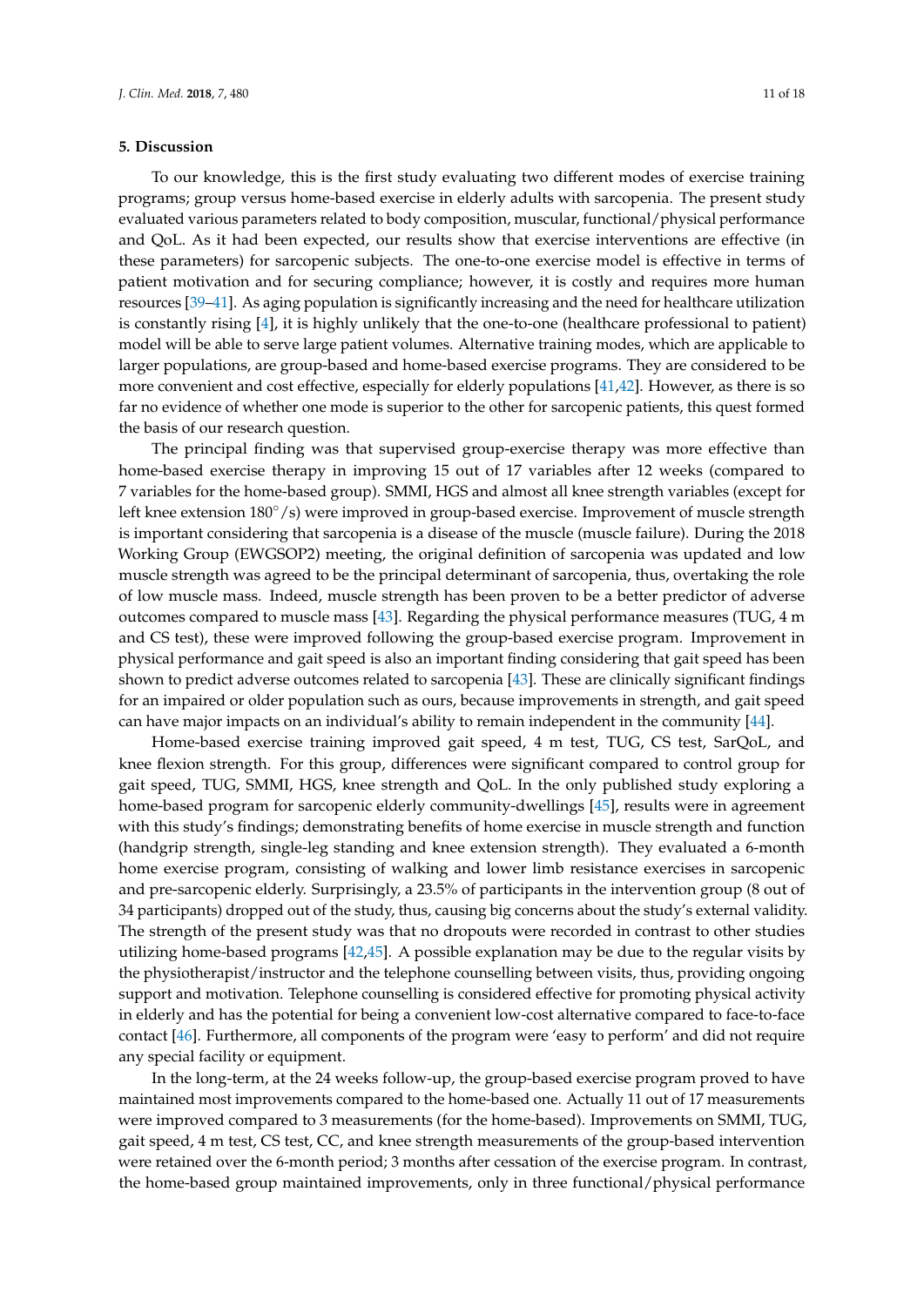## 5. Discussion

To our knowledge, this is the first study evaluating two different modes of exercise training programs; group versus home-based exercise in elderly adults with sarcopenia. The present study evaluated various parameters related to body composition, muscular, functional/physical performance and QoL. As it had been expected, our results show that exercise interventions are effective (in these parameters) for sarcopenic subjects. The one-to-one exercise model is effective in terms of patient motivation and for securing compliance; however, it is costly and requires more human resources [39–41]. As aging population is significantly increasing and the need for healthcare utilization is constantly rising [4], it is highly unlikely that the one-to-one (healthcare professional to patient) model will be able to serve large patient volumes. Alternative training modes, which are applicable to larger populations, are group-based and home-based exercise programs. They are considered to be more convenient and cost effective, especially for elderly populations [41,42]. However, as there is so far no evidence of whether one mode is superior to the other for sarcopenic patients, this quest formed the basis of our research question.

The principal finding was that supervised group-exercise therapy was more effective than home-based exercise therapy in improving 15 out of 17 variables after 12 weeks (compared to 7 variables for the home-based group). SMMI, HGS and almost all knee strength variables (except for left knee extension 180°/s) were improved in group-based exercise. Improvement of muscle strength is important considering that sarcopenia is a disease of the muscle (muscle failure). During the 2018 Working Group (EWGSOP2) meeting, the original definition of sarcopenia was updated and low muscle strength was agreed to be the principal determinant of sarcopenia, thus, overtaking the role of low muscle mass. Indeed, muscle strength has been proven to be a better predictor of adverse outcomes compared to muscle mass [43]. Regarding the physical performance measures (TUG, 4 m and CS test), these were improved following the group-based exercise program. Improvement in physical performance and gait speed is also an important finding considering that gait speed has been shown to predict adverse outcomes related to sarcopenia [43]. These are clinically significant findings for an impaired or older population such as ours, because improvements in strength, and gait speed can have major impacts on an individual's ability to remain independent in the community [44].

Home-based exercise training improved gait speed, 4 m test, TUG, CS test, SarQoL, and knee flexion strength. For this group, differences were significant compared to control group for gait speed, TUG, SMMI, HGS, knee strength and QoL. In the only published study exploring a home-based program for sarcopenic elderly community-dwellings [45], results were in agreement with this study's findings; demonstrating benefits of home exercise in muscle strength and function (handgrip strength, single-leg standing and knee extension strength). They evaluated a 6-month home exercise program, consisting of walking and lower limb resistance exercises in sarcopenic and pre-sarcopenic elderly. Surprisingly, a 23.5% of participants in the intervention group (8 out of 34 participants) dropped out of the study, thus, causing big concerns about the study's external validity. The strength of the present study was that no dropouts were recorded in contrast to other studies utilizing home-based programs [42,45]. A possible explanation may be due to the regular visits by the physiotherapist/instructor and the telephone counselling between visits, thus, providing ongoing support and motivation. Telephone counselling is considered effective for promoting physical activity in elderly and has the potential for being a convenient low-cost alternative compared to face-to-face contact [46]. Furthermore, all components of the program were 'easy to perform' and did not require any special facility or equipment.

In the long-term, at the 24 weeks follow-up, the group-based exercise program proved to have maintained most improvements compared to the home-based one. Actually 11 out of 17 measurements were improved compared to 3 measurements (for the home-based). Improvements on SMMI, TUG, gait speed, 4 m test, CS test, CC, and knee strength measurements of the group-based intervention were retained over the 6-month period; 3 months after cessation of the exercise program. In contrast, the home-based group maintained improvements, only in three functional/physical performance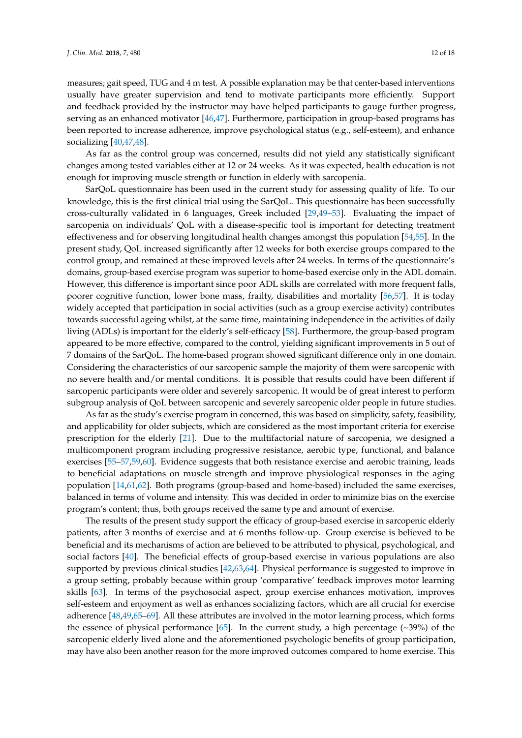measures; gait speed, TUG and 4 m test. A possible explanation may be that center-based interventions usually have greater supervision and tend to motivate participants more efficiently. Support and feedback provided by the instructor may have helped participants to gauge further progress, serving as an enhanced motivator [46,47]. Furthermore, participation in group-based programs has been reported to increase adherence, improve psychological status (e.g., self-esteem), and enhance socializing [40,47,48].

As far as the control group was concerned, results did not yield any statistically significant changes among tested variables either at 12 or 24 weeks. As it was expected, health education is not enough for improving muscle strength or function in elderly with sarcopenia.

SarQoL questionnaire has been used in the current study for assessing quality of life. To our knowledge, this is the first clinical trial using the SarQoL. This questionnaire has been successfully cross-culturally validated in 6 languages, Greek included [29,49–53]. Evaluating the impact of sarcopenia on individuals' QoL with a disease-specific tool is important for detecting treatment effectiveness and for observing longitudinal health changes amongst this population [54,55]. In the present study, QoL increased significantly after 12 weeks for both exercise groups compared to the control group, and remained at these improved levels after 24 weeks. In terms of the questionnaire's domains, group-based exercise program was superior to home-based exercise only in the ADL domain. However, this difference is important since poor ADL skills are correlated with more frequent falls, poorer cognitive function, lower bone mass, frailty, disabilities and mortality [56,57]. It is today widely accepted that participation in social activities (such as a group exercise activity) contributes towards successful ageing whilst, at the same time, maintaining independence in the activities of daily living (ADLs) is important for the elderly's self-efficacy [58]. Furthermore, the group-based program appeared to be more effective, compared to the control, yielding significant improvements in 5 out of 7 domains of the SarQoL. The home-based program showed significant difference only in one domain. Considering the characteristics of our sarcopenic sample the majority of them were sarcopenic with no severe health and/or mental conditions. It is possible that results could have been different if sarcopenic participants were older and severely sarcopenic. It would be of great interest to perform subgroup analysis of QoL between sarcopenic and severely sarcopenic older people in future studies.

As far as the study's exercise program in concerned, this was based on simplicity, safety, feasibility, and applicability for older subjects, which are considered as the most important criteria for exercise prescription for the elderly [21]. Due to the multifactorial nature of sarcopenia, we designed a multicomponent program including progressive resistance, aerobic type, functional, and balance exercises [55–57,59,60]. Evidence suggests that both resistance exercise and aerobic training, leads to beneficial adaptations on muscle strength and improve physiological responses in the aging population [14,61,62]. Both programs (group-based and home-based) included the same exercises, balanced in terms of volume and intensity. This was decided in order to minimize bias on the exercise program's content; thus, both groups received the same type and amount of exercise.

The results of the present study support the efficacy of group-based exercise in sarcopenic elderly patients, after 3 months of exercise and at 6 months follow-up. Group exercise is believed to be beneficial and its mechanisms of action are believed to be attributed to physical, psychological, and social factors [40]. The beneficial effects of group-based exercise in various populations are also supported by previous clinical studies [42,63,64]. Physical performance is suggested to improve in a group setting, probably because within group 'comparative' feedback improves motor learning skills [63]. In terms of the psychosocial aspect, group exercise enhances motivation, improves self-esteem and enjoyment as well as enhances socializing factors, which are all crucial for exercise adherence [48,49,65–69]. All these attributes are involved in the motor learning process, which forms the essence of physical performance [65]. In the current study, a high percentage (~39%) of the sarcopenic elderly lived alone and the aforementioned psychologic benefits of group participation, may have also been another reason for the more improved outcomes compared to home exercise. This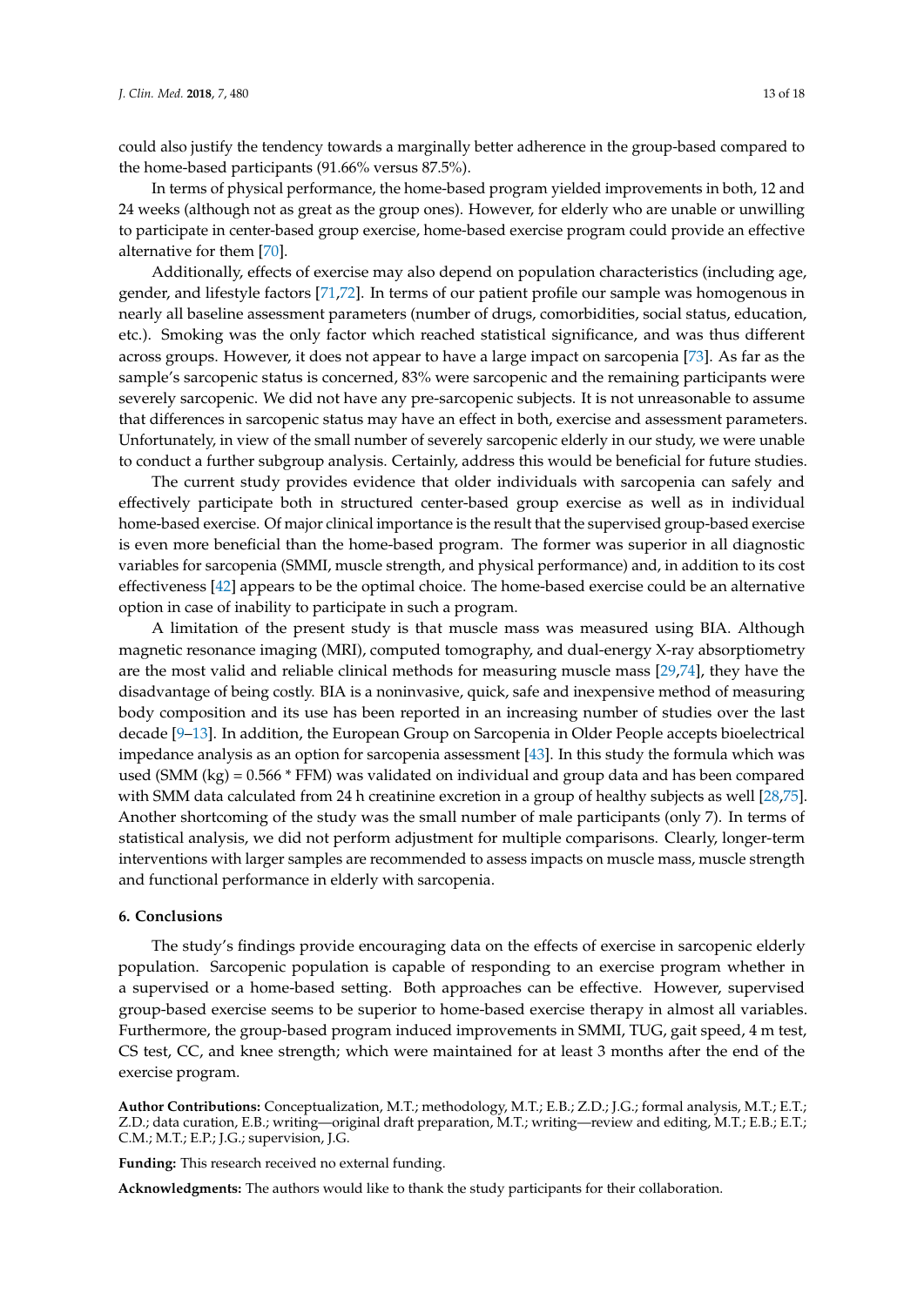could also justify the tendency towards a marginally better adherence in the group-based compared to the home-based participants (91.66% versus 87.5%).

In terms of physical performance, the home-based program yielded improvements in both, 12 and 24 weeks (although not as great as the group ones). However, for elderly who are unable or unwilling to participate in center-based group exercise, home-based exercise program could provide an effective alternative for them [70].

Additionally, effects of exercise may also depend on population characteristics (including age, gender, and lifestyle factors [71,72]. In terms of our patient profile our sample was homogenous in nearly all baseline assessment parameters (number of drugs, comorbidities, social status, education, etc.). Smoking was the only factor which reached statistical significance, and was thus different across groups. However, it does not appear to have a large impact on sarcopenia [73]. As far as the sample's sarcopenic status is concerned, 83% were sarcopenic and the remaining participants were severely sarcopenic. We did not have any pre-sarcopenic subjects. It is not unreasonable to assume that differences in sarcopenic status may have an effect in both, exercise and assessment parameters. Unfortunately, in view of the small number of severely sarcopenic elderly in our study, we were unable to conduct a further subgroup analysis. Certainly, address this would be beneficial for future studies.

The current study provides evidence that older individuals with sarcopenia can safely and effectively participate both in structured center-based group exercise as well as in individual home-based exercise. Of major clinical importance is the result that the supervised group-based exercise is even more beneficial than the home-based program. The former was superior in all diagnostic variables for sarcopenia (SMMI, muscle strength, and physical performance) and, in addition to its cost effectiveness [42] appears to be the optimal choice. The home-based exercise could be an alternative option in case of inability to participate in such a program.

A limitation of the present study is that muscle mass was measured using BIA. Although magnetic resonance imaging (MRI), computed tomography, and dual-energy X-ray absorptiometry are the most valid and reliable clinical methods for measuring muscle mass [29,74], they have the disadvantage of being costly. BIA is a noninvasive, quick, safe and inexpensive method of measuring body composition and its use has been reported in an increasing number of studies over the last decade [9–13]. In addition, the European Group on Sarcopenia in Older People accepts bioelectrical impedance analysis as an option for sarcopenia assessment [43]. In this study the formula which was used (SMM (kg) = 0.566 * FFM) was validated on individual and group data and has been compared with SMM data calculated from 24 h creatinine excretion in a group of healthy subjects as well [28,75]. Another shortcoming of the study was the small number of male participants (only 7). In terms of statistical analysis, we did not perform adjustment for multiple comparisons. Clearly, longer-term interventions with larger samples are recommended to assess impacts on muscle mass, muscle strength and functional performance in elderly with sarcopenia.

## 6. Conclusions

The study's findings provide encouraging data on the effects of exercise in sarcopenic elderly population. Sarcopenic population is capable of responding to an exercise program whether in a supervised or a home-based setting. Both approaches can be effective. However, supervised group-based exercise seems to be superior to home-based exercise therapy in almost all variables. Furthermore, the group-based program induced improvements in SMMI, TUG, gait speed, 4 m test, CS test, CC, and knee strength; which were maintained for at least 3 months after the end of the exercise program.

**Author Contributions:** Conceptualization, M.T.; methodology, M.T.; E.B.; Z.D.; J.G.; formal analysis, M.T.; E.T.; Z.D.; data curation, E.B.; writing—original draft preparation, M.T.; writing—review and editing, M.T.; E.B.; E.T.; C.M.; M.T.; E.P.; J.G.; supervision, J.G.

**Funding:** This research received no external funding.

**Acknowledgments:** The authors would like to thank the study participants for their collaboration.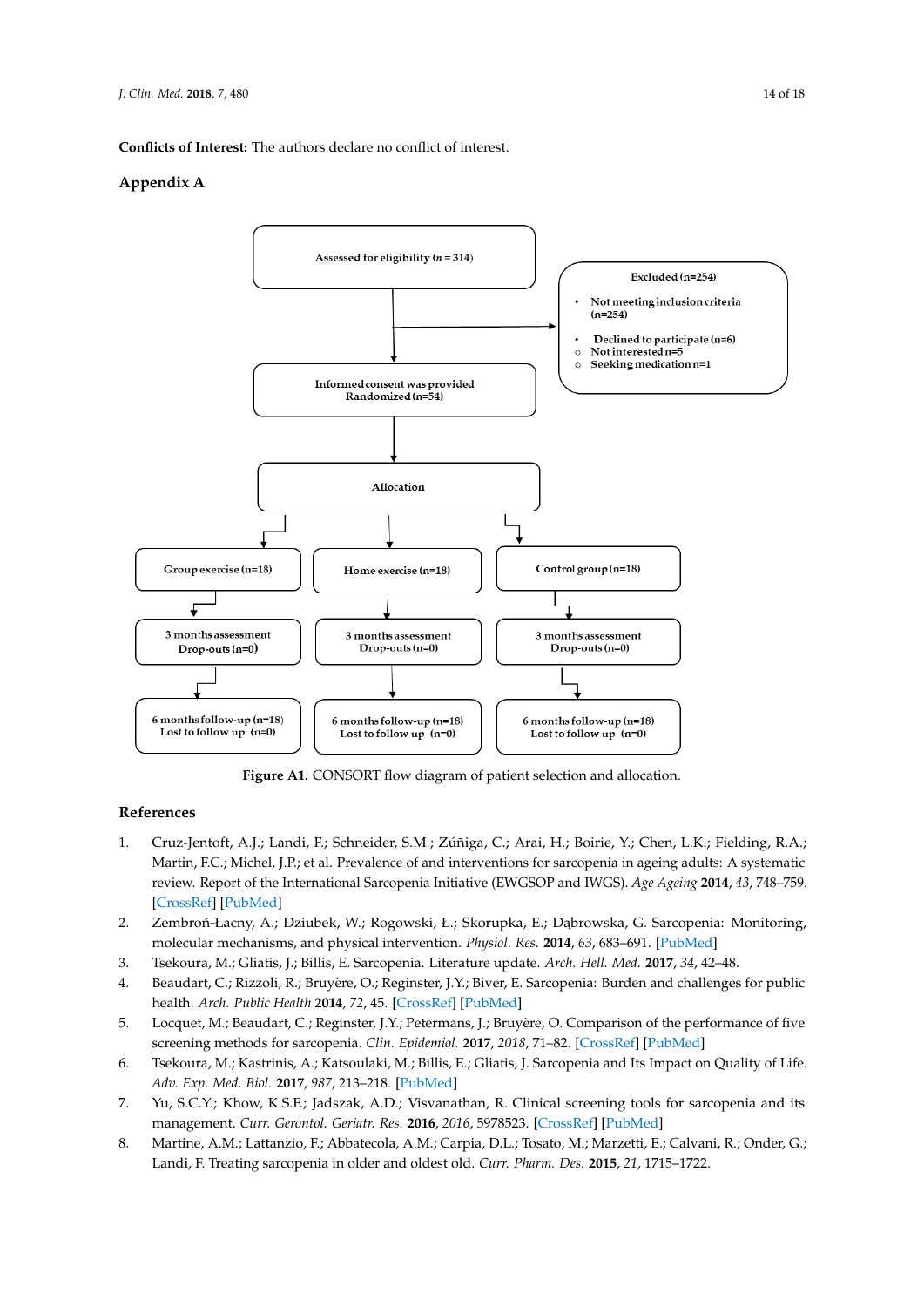**Conflicts of Interest:** The authors declare no conflict of interest.

## Appendix A

Assessed for eligibility (*n* = 314)

Excluded (n=254)
- Not meeting inclusion criteria (n=254)
- Declined to participate (n=6)
  - Not interested n=5
  - Seeking medication n=1

Informed consent was provided
Randomized (n=54)

Allocation

Group exercise (n=18)

Home exercise (n=18)

Control group (n=18)

3 months assessment
Drop-outs (n=0)

3 months assessment
Drop-outs (n=0)

3 months assessment
Drop-outs (n=0)

6 months follow-up (n=18)
Lost to follow up (n=0)

6 months follow-up (n=18)
Lost to follow up (n=0)

6 months follow-up (n=18)
Lost to follow up (n=0)

**Figure A1.** CONSORT flow diagram of patient selection and allocation.

## References

1. Cruz-Jentoft, A.J.; Landi, F.; Schneider, S.M.; Zúñiga, C.; Arai, H.; Boirie, Y.; Chen, L.K.; Fielding, R.A.; Martin, F.C.; Michel, J.P.; et al. Prevalence of and interventions for sarcopenia in ageing adults: A systematic review. Report of the International Sarcopenia Initiative (EWGSOP and IWGS). *Age Ageing* **2014**, *43*, 748–759. [CrossRef] [PubMed]
2. Zembroń-Łacny, A.; Dziubek, W.; Rogowski, Ł.; Skorupka, E.; Dąbrowska, G. Sarcopenia: Monitoring, molecular mechanisms, and physical intervention. *Physiol. Res.* **2014**, *63*, 683–691. [PubMed]
3. Tsekoura, M.; Gliatis, J.; Billis, E. Sarcopenia. Literature update. *Arch. Hell. Med.* **2017**, *34*, 42–48.
4. Beaudart, C.; Rizzoli, R.; Bruyère, O.; Reginster, J.Y.; Biver, E. Sarcopenia: Burden and challenges for public health. *Arch. Public Health* **2014**, *72*, 45. [CrossRef] [PubMed]
5. Locquet, M.; Beaudart, C.; Reginster, J.Y.; Petermans, J.; Bruyère, O. Comparison of the performance of five screening methods for sarcopenia. *Clin. Epidemiol.* **2017**, *2018*, 71–82. [CrossRef] [PubMed]
6. Tsekoura, M.; Kastrinis, A.; Katsoulaki, M.; Billis, E.; Gliatis, J. Sarcopenia and Its Impact on Quality of Life. *Adv. Exp. Med. Biol.* **2017**, *987*, 213–218. [PubMed]
7. Yu, S.C.Y.; Khow, K.S.F.; Jadszak, A.D.; Visvanathan, R. Clinical screening tools for sarcopenia and its management. *Curr. Gerontol. Geriatr. Res.* **2016**, *2016*, 5978523. [CrossRef] [PubMed]
8. Martine, A.M.; Lattanzio, F.; Abbatecola, A.M.; Carpia, D.L.; Tosato, M.; Marzetti, E.; Calvani, R.; Onder, G.; Landi, F. Treating sarcopenia in older and oldest old. *Curr. Pharm. Des.* **2015**, *21*, 1715–1722.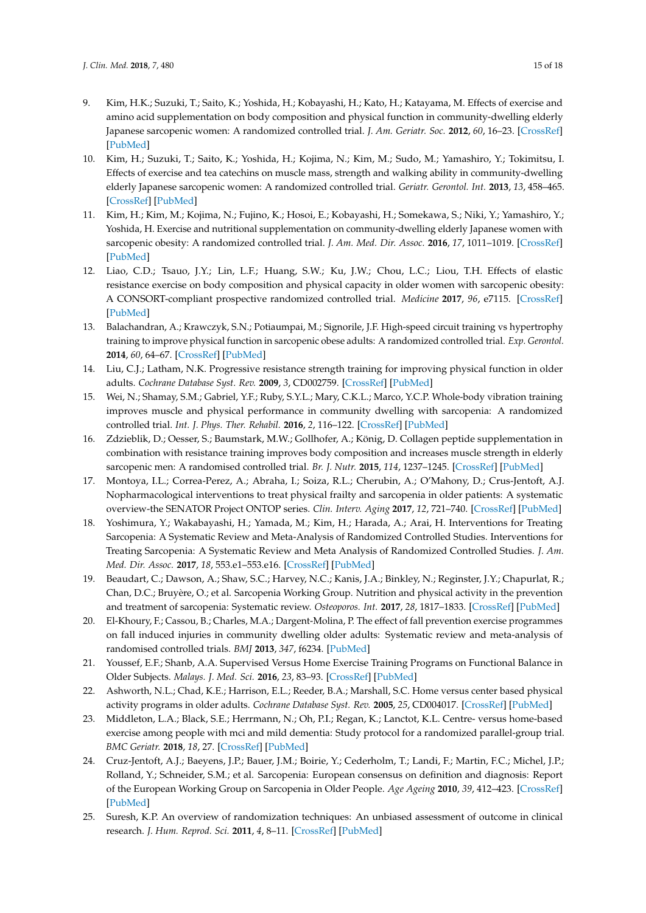9. Kim, H.K.; Suzuki, T.; Saito, K.; Yoshida, H.; Kobayashi, H.; Kato, H.; Katayama, M. Effects of exercise and amino acid supplementation on body composition and physical function in community-dwelling elderly Japanese sarcopenic women: A randomized controlled trial. *J. Am. Geriatr. Soc.* **2012**, *60*, 16–23. [CrossRef] [PubMed]
10. Kim, H.; Suzuki, T.; Saito, K.; Yoshida, H.; Kojima, N.; Kim, M.; Sudo, M.; Yamashiro, Y.; Tokimitsu, I. Effects of exercise and tea catechins on muscle mass, strength and walking ability in community-dwelling elderly Japanese sarcopenic women: A randomized controlled trial. *Geriatr. Gerontol. Int.* **2013**, *13*, 458–465. [CrossRef] [PubMed]
11. Kim, H.; Kim, M.; Kojima, N.; Fujino, K.; Hosoi, E.; Kobayashi, H.; Somekawa, S.; Niki, Y.; Yamashiro, Y.; Yoshida, H. Exercise and nutritional supplementation on community-dwelling elderly Japanese women with sarcopenic obesity: A randomized controlled trial. *J. Am. Med. Dir. Assoc.* **2016**, *17*, 1011–1019. [CrossRef] [PubMed]
12. Liao, C.D.; Tsauo, J.Y.; Lin, L.F.; Huang, S.W.; Ku, J.W.; Chou, L.C.; Liou, T.H. Effects of elastic resistance exercise on body composition and physical capacity in older women with sarcopenic obesity: A CONSORT-compliant prospective randomized controlled trial. *Medicine* **2017**, *96*, e7115. [CrossRef] [PubMed]
13. Balachandran, A.; Krawczyk, S.N.; Potiaumpai, M.; Signorile, J.F. High-speed circuit training vs hypertrophy training to improve physical function in sarcopenic obese adults: A randomized controlled trial. *Exp. Gerontol.* **2014**, *60*, 64–67. [CrossRef] [PubMed]
14. Liu, C.J.; Latham, N.K. Progressive resistance strength training for improving physical function in older adults. *Cochrane Database Syst. Rev.* **2009**, *3*, CD002759. [CrossRef] [PubMed]
15. Wei, N.; Shamay, S.M.; Gabriel, Y.F.; Ruby, S.Y.L.; Mary, C.K.L.; Marco, Y.C.P. Whole-body vibration training improves muscle and physical performance in community dwelling with sarcopenia: A randomized controlled trial. *Int. J. Phys. Ther. Rehabil.* **2016**, *2*, 116–122. [CrossRef] [PubMed]
16. Zdzieblik, D.; Oesser, S.; Baumstark, M.W.; Gollhofer, A.; König, D. Collagen peptide supplementation in combination with resistance training improves body composition and increases muscle strength in elderly sarcopenic men: A randomised controlled trial. *Br. J. Nutr.* **2015**, *114*, 1237–1245. [CrossRef] [PubMed]
17. Montoya, I.L.; Correa-Perez, A.; Abraha, I.; Soiza, R.L.; Cherubin, A.; O'Mahony, D.; Crus-Jentoft, A.J. Nopharmacological interventions to treat physical frailty and sarcopenia in older patients: A systematic overview-the SENATOR Project ONTOP series. *Clin. Interv. Aging* **2017**, *12*, 721–740. [CrossRef] [PubMed]
18. Yoshimura, Y.; Wakabayashi, H.; Yamada, M.; Kim, H.; Harada, A.; Arai, H. Interventions for Treating Sarcopenia: A Systematic Review and Meta-Analysis of Randomized Controlled Studies. Interventions for Treating Sarcopenia: A Systematic Review and Meta Analysis of Randomized Controlled Studies. *J. Am. Med. Dir. Assoc.* **2017**, *18*, 553.e1–553.e16. [CrossRef] [PubMed]
19. Beaudart, C.; Dawson, A.; Shaw, S.C.; Harvey, N.C.; Kanis, J.A.; Binkley, N.; Reginster, J.Y.; Chapurlat, R.; Chan, D.C.; Bruyère, O.; et al. Sarcopenia Working Group. Nutrition and physical activity in the prevention and treatment of sarcopenia: Systematic review. *Osteoporos. Int.* **2017**, *28*, 1817–1833. [CrossRef] [PubMed]
20. El-Khoury, F.; Cassou, B.; Charles, M.A.; Dargent-Molina, P. The effect of fall prevention exercise programmes on fall induced injuries in community dwelling older adults: Systematic review and meta-analysis of randomised controlled trials. *BMJ* **2013**, *347*, f6234. [PubMed]
21. Youssef, E.F.; Shanb, A.A. Supervised Versus Home Exercise Training Programs on Functional Balance in Older Subjects. *Malays. J. Med. Sci.* **2016**, *23*, 83–93. [CrossRef] [PubMed]
22. Ashworth, N.L.; Chad, K.E.; Harrison, E.L.; Reeder, B.A.; Marshall, S.C. Home versus center based physical activity programs in older adults. *Cochrane Database Syst. Rev.* **2005**, *25*, CD004017. [CrossRef] [PubMed]
23. Middleton, L.A.; Black, S.E.; Herrmann, N.; Oh, P.I.; Regan, K.; Lanctot, K.L. Centre- versus home-based exercise among people with mci and mild dementia: Study protocol for a randomized parallel-group trial. *BMC Geriatr.* **2018**, *18*, 27. [CrossRef] [PubMed]
24. Cruz-Jentoft, A.J.; Baeyens, J.P.; Bauer, J.M.; Boirie, Y.; Cederholm, T.; Landi, F.; Martin, F.C.; Michel, J.P.; Rolland, Y.; Schneider, S.M.; et al. Sarcopenia: European consensus on definition and diagnosis: Report of the European Working Group on Sarcopenia in Older People. *Age Ageing* **2010**, *39*, 412–423. [CrossRef] [PubMed]
25. Suresh, K.P. An overview of randomization techniques: An unbiased assessment of outcome in clinical research. *J. Hum. Reprod. Sci.* **2011**, *4*, 8–11. [CrossRef] [PubMed]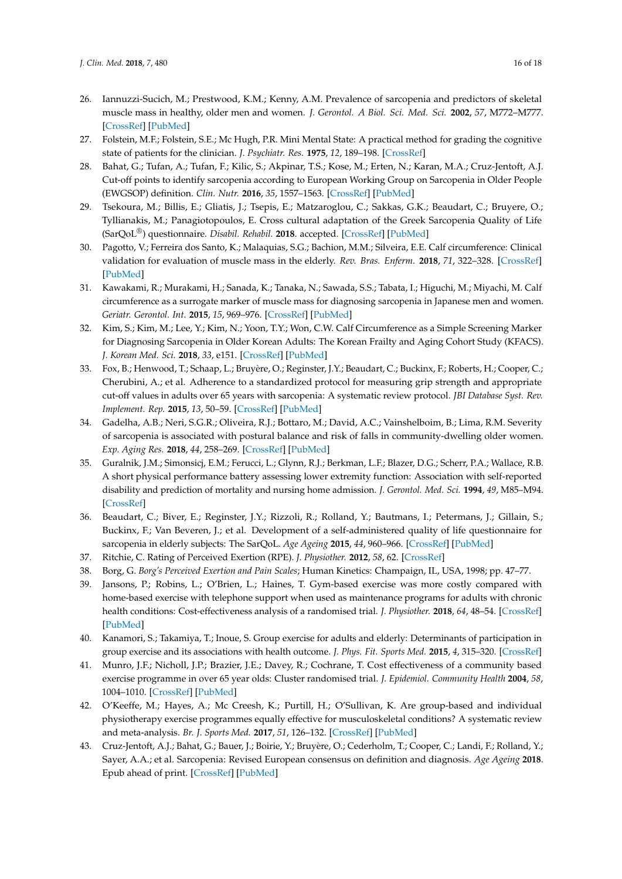26. Iannuzzi-Sucich, M.; Prestwood, K.M.; Kenny, A.M. Prevalence of sarcopenia and predictors of skeletal muscle mass in healthy, older men and women. *J. Gerontol. A Biol. Sci. Med. Sci.* **2002**, *57*, M772–M777. [CrossRef] [PubMed]
27. Folstein, M.F.; Folstein, S.E.; Mc Hugh, P.R. Mini Mental State: A practical method for grading the cognitive state of patients for the clinician. *J. Psychiatr. Res.* **1975**, *12*, 189–198. [CrossRef]
28. Bahat, G.; Tufan, A.; Tufan, F.; Kilic, S.; Akpinar, T.S.; Kose, M.; Erten, N.; Karan, M.A.; Cruz-Jentoft, A.J. Cut-off points to identify sarcopenia according to European Working Group on Sarcopenia in Older People (EWGSOP) definition. *Clin. Nutr.* **2016**, *35*, 1557–1563. [CrossRef] [PubMed]
29. Tsekoura, M.; Billis, E.; Gliatis, J.; Tsepis, E.; Matzaroglou, C.; Sakkas, G.K.; Beaudart, C.; Bruyere, O.; Tyllianakis, M.; Panagiotopoulos, E. Cross cultural adaptation of the Greek Sarcopenia Quality of Life (SarQoL®) questionnaire. *Disabil. Rehabil.* **2018**. accepted. [CrossRef] [PubMed]
30. Pagotto, V.; Ferreira dos Santo, K.; Malaquias, S.G.; Bachion, M.M.; Silveira, E.E. Calf circumference: Clinical validation for evaluation of muscle mass in the elderly. *Rev. Bras. Enferm.* **2018**, *71*, 322–328. [CrossRef] [PubMed]
31. Kawakami, R.; Murakami, H.; Sanada, K.; Tanaka, N.; Sawada, S.S.; Tabata, I.; Higuchi, M.; Miyachi, M. Calf circumference as a surrogate marker of muscle mass for diagnosing sarcopenia in Japanese men and women. *Geriatr. Gerontol. Int.* **2015**, *15*, 969–976. [CrossRef] [PubMed]
32. Kim, S.; Kim, M.; Lee, Y.; Kim, N.; Yoon, T.Y.; Won, C.W. Calf Circumference as a Simple Screening Marker for Diagnosing Sarcopenia in Older Korean Adults: The Korean Frailty and Aging Cohort Study (KFACS). *J. Korean Med. Sci.* **2018**, *33*, e151. [CrossRef] [PubMed]
33. Fox, B.; Henwood, T.; Schaap, L.; Bruyère, O.; Reginster, J.Y.; Beaudart, C.; Buckinx, F.; Roberts, H.; Cooper, C.; Cherubini, A.; et al. Adherence to a standardized protocol for measuring grip strength and appropriate cut-off values in adults over 65 years with sarcopenia: A systematic review protocol. *JBI Database Syst. Rev. Implement. Rep.* **2015**, *13*, 50–59. [CrossRef] [PubMed]
34. Gadelha, A.B.; Neri, S.G.R.; Oliveira, R.J.; Bottaro, M.; David, A.C.; Vainshelboim, B.; Lima, R.M. Severity of sarcopenia is associated with postural balance and risk of falls in community-dwelling older women. *Exp. Aging Res.* **2018**, *44*, 258–269. [CrossRef] [PubMed]
35. Guralnik, J.M.; Simonsicj, E.M.; Ferucci, L.; Glynn, R.J.; Berkman, L.F.; Blazer, D.G.; Scherr, P.A.; Wallace, R.B. A short physical performance battery assessing lower extremity function: Association with self-reported disability and prediction of mortality and nursing home admission. *J. Gerontol. Med. Sci.* **1994**, *49*, M85–M94. [CrossRef]
36. Beaudart, C.; Biver, E.; Reginster, J.Y.; Rizzoli, R.; Rolland, Y.; Bautmans, I.; Petermans, J.; Gillain, S.; Buckinx, F.; Van Beveren, J.; et al. Development of a self-administered quality of life questionnaire for sarcopenia in elderly subjects: The SarQoL. *Age Ageing* **2015**, *44*, 960–966. [CrossRef] [PubMed]
37. Ritchie, C. Rating of Perceived Exertion (RPE). *J. Physiother.* **2012**, *58*, 62. [CrossRef]
38. Borg, G. *Borg's Perceived Exertion and Pain Scales*; Human Kinetics: Champaign, IL, USA, 1998; pp. 47–77.
39. Jansons, P.; Robins, L.; O'Brien, L.; Haines, T. Gym-based exercise was more costly compared with home-based exercise with telephone support when used as maintenance programs for adults with chronic health conditions: Cost-effectiveness analysis of a randomised trial. *J. Physiother.* **2018**, *64*, 48–54. [CrossRef] [PubMed]
40. Kanamori, S.; Takamiya, T.; Inoue, S. Group exercise for adults and elderly: Determinants of participation in group exercise and its associations with health outcome. *J. Phys. Fit. Sports Med.* **2015**, *4*, 315–320. [CrossRef]
41. Munro, J.F.; Nicholl, J.P.; Brazier, J.E.; Davey, R.; Cochrane, T. Cost effectiveness of a community based exercise programme in over 65 year olds: Cluster randomised trial. *J. Epidemiol. Community Health* **2004**, *58*, 1004–1010. [CrossRef] [PubMed]
42. O'Keeffe, M.; Hayes, A.; Mc Creesh, K.; Purtill, H.; O'Sullivan, K. Are group-based and individual physiotherapy exercise programmes equally effective for musculoskeletal conditions? A systematic review and meta-analysis. *Br. J. Sports Med.* **2017**, *51*, 126–132. [CrossRef] [PubMed]
43. Cruz-Jentoft, A.J.; Bahat, G.; Bauer, J.; Boirie, Y.; Bruyère, O.; Cederholm, T.; Cooper, C.; Landi, F.; Rolland, Y.; Sayer, A.A.; et al. Sarcopenia: Revised European consensus on definition and diagnosis. *Age Ageing* **2018**. Epub ahead of print. [CrossRef] [PubMed]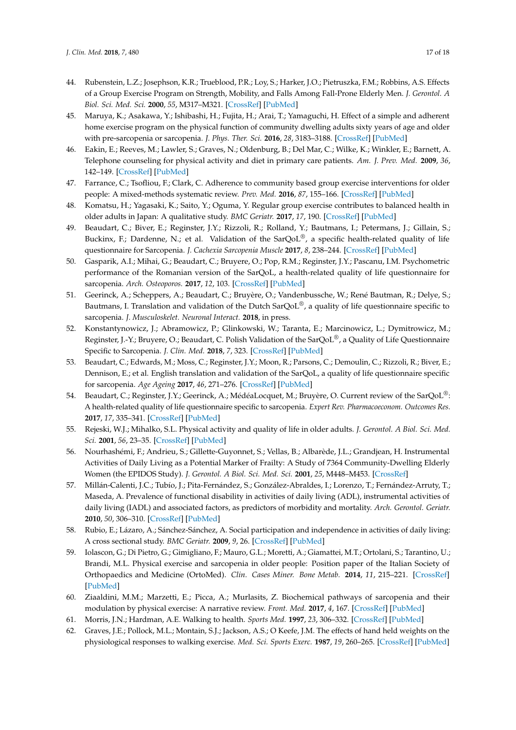44. Rubenstein, L.Z.; Josephson, K.R.; Trueblood, P.R.; Loy, S.; Harker, J.O.; Pietruszka, F.M.; Robbins, A.S. Effects of a Group Exercise Program on Strength, Mobility, and Falls Among Fall-Prone Elderly Men. *J. Gerontol. A Biol. Sci. Med. Sci.* **2000**, *55*, M317–M321. [CrossRef] [PubMed]
45. Maruya, K.; Asakawa, Y.; Ishibashi, H.; Fujita, H.; Arai, T.; Yamaguchi, H. Effect of a simple and adherent home exercise program on the physical function of community dwelling adults sixty years of age and older with pre-sarcopenia or sarcopenia. *J. Phys. Ther. Sci.* **2016**, *28*, 3183–3188. [CrossRef] [PubMed]
46. Eakin, E.; Reeves, M.; Lawler, S.; Graves, N.; Oldenburg, B.; Del Mar, C.; Wilke, K.; Winkler, E.; Barnett, A. Telephone counseling for physical activity and diet in primary care patients. *Am. J. Prev. Med.* **2009**, *36*, 142–149. [CrossRef] [PubMed]
47. Farrance, C.; Tsofliou, F.; Clark, C. Adherence to community based group exercise interventions for older people: A mixed-methods systematic review. *Prev. Med.* **2016**, *87*, 155–166. [CrossRef] [PubMed]
48. Komatsu, H.; Yagasaki, K.; Saito, Y.; Oguma, Y. Regular group exercise contributes to balanced health in older adults in Japan: A qualitative study. *BMC Geriatr.* **2017**, *17*, 190. [CrossRef] [PubMed]
49. Beaudart, C.; Biver, E.; Reginster, J.Y.; Rizzoli, R.; Rolland, Y.; Bautmans, I.; Petermans, J.; Gillain, S.; Buckinx, F.; Dardenne, N.; et al. Validation of the SarQoL®, a specific health-related quality of life questionnaire for Sarcopenia. *J. Cachexia Sarcopenia Muscle* **2017**, *8*, 238–244. [CrossRef] [PubMed]
50. Gasparik, A.I.; Mihai, G.; Beaudart, C.; Bruyere, O.; Pop, R.M.; Reginster, J.Y.; Pascanu, I.M. Psychometric performance of the Romanian version of the SarQoL, a health-related quality of life questionnaire for sarcopenia. *Arch. Osteoporos.* **2017**, *12*, 103. [CrossRef] [PubMed]
51. Geerinck, A.; Scheppers, A.; Beaudart, C.; Bruyère, O.; Vandenbussche, W.; René Bautman, R.; Delye, S.; Bautmans, I. Translation and validation of the Dutch SarQoL®, a quality of life questionnaire specific to sarcopenia. *J. Musculoskelet. Neuronal Interact.* **2018**, in press.
52. Konstantynowicz, J.; Abramowicz, P.; Glinkowski, W.; Taranta, E.; Marcinowicz, L.; Dymitrowicz, M.; Reginster, J.-Y.; Bruyere, O.; Beaudart, C. Polish Validation of the SarQoL®, a Quality of Life Questionnaire Specific to Sarcopenia. *J. Clin. Med.* **2018**, *7*, 323. [CrossRef] [PubMed]
53. Beaudart, C.; Edwards, M.; Moss, C.; Reginster, J.Y.; Moon, R.; Parsons, C.; Demoulin, C.; Rizzoli, R.; Biver, E.; Dennison, E.; et al. English translation and validation of the SarQoL, a quality of life questionnaire specific for sarcopenia. *Age Ageing* **2017**, *46*, 271–276. [CrossRef] [PubMed]
54. Beaudart, C.; Reginster, J.Y.; Geerinck, A.; MédéaLocquet, M.; Bruyère, O. Current review of the SarQoL®: A health-related quality of life questionnaire specific to sarcopenia. *Expert Rev. Pharmacoeconom. Outcomes Res.* **2017**, *17*, 335–341. [CrossRef] [PubMed]
55. Rejeski, W.J.; Mihalko, S.L. Physical activity and quality of life in older adults. *J. Gerontol. A Biol. Sci. Med. Sci.* **2001**, *56*, 23–35. [CrossRef] [PubMed]
56. Nourhashémi, F.; Andrieu, S.; Gillette-Guyonnet, S.; Vellas, B.; Albarède, J.L.; Grandjean, H. Instrumental Activities of Daily Living as a Potential Marker of Frailty: A Study of 7364 Community-Dwelling Elderly Women (the EPIDOS Study). *J. Gerontol. A Biol. Sci. Med. Sci.* **2001**, *25*, M448–M453. [CrossRef]
57. Millán-Calenti, J.C.; Tubío, J.; Pita-Fernández, S.; González-Abraldes, I.; Lorenzo, T.; Fernández-Arruty, T.; Maseda, A. Prevalence of functional disability in activities of daily living (ADL), instrumental activities of daily living (IADL) and associated factors, as predictors of morbidity and mortality. *Arch. Gerontol. Geriatr.* **2010**, *50*, 306–310. [CrossRef] [PubMed]
58. Rubio, E.; Lázaro, A.; Sánchez-Sánchez, A. Social participation and independence in activities of daily living: A cross sectional study. *BMC Geriatr.* **2009**, *9*, 26. [CrossRef] [PubMed]
59. Iolascon, G.; Di Pietro, G.; Gimigliano, F.; Mauro, G.L.; Moretti, A.; Giamattei, M.T.; Ortolani, S.; Tarantino, U.; Brandi, M.L. Physical exercise and sarcopenia in older people: Position paper of the Italian Society of Orthopaedics and Medicine (OrtoMed). *Clin. Cases Miner. Bone Metab.* **2014**, *11*, 215–221. [CrossRef] [PubMed]
60. Ziaaldini, M.M.; Marzetti, E.; Picca, A.; Murlasits, Z. Biochemical pathways of sarcopenia and their modulation by physical exercise: A narrative review. *Front. Med.* **2017**, *4*, 167. [CrossRef] [PubMed]
61. Morris, J.N.; Hardman, A.E. Walking to health. *Sports Med.* **1997**, *23*, 306–332. [CrossRef] [PubMed]
62. Graves, J.E.; Pollock, M.L.; Montain, S.J.; Jackson, A.S.; O Keefe, J.M. The effects of hand held weights on the physiological responses to walking exercise. *Med. Sci. Sports Exerc.* **1987**, *19*, 260–265. [CrossRef] [PubMed]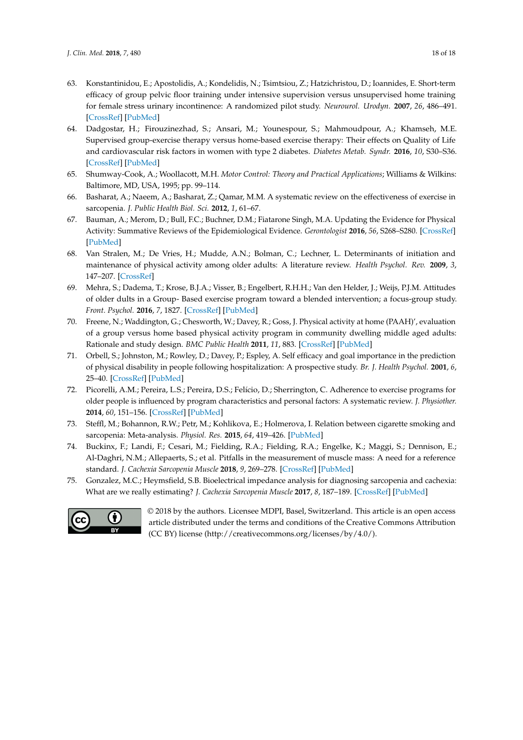63. Konstantinidou, E.; Apostolidis, A.; Kondelidis, N.; Tsimtsiou, Z.; Hatzichristou, D.; Ioannides, E. Short-term efficacy of group pelvic floor training under intensive supervision versus unsupervised home training for female stress urinary incontinence: A randomized pilot study. *Neurourol. Urodyn.* **2007**, *26*, 486–491. [CrossRef] [PubMed]
64. Dadgostar, H.; Firouzinezhad, S.; Ansari, M.; Younespour, S.; Mahmoudpour, A.; Khamseh, M.E. Supervised group-exercise therapy versus home-based exercise therapy: Their effects on Quality of Life and cardiovascular risk factors in women with type 2 diabetes. *Diabetes Metab. Syndr.* **2016**, *10*, S30–S36. [CrossRef] [PubMed]
65. Shumway-Cook, A.; Woollacott, M.H. *Motor Control: Theory and Practical Applications*; Williams & Wilkins: Baltimore, MD, USA, 1995; pp. 99–114.
66. Basharat, A.; Naeem, A.; Basharat, Z.; Qamar, M.M. A systematic review on the effectiveness of exercise in sarcopenia. *J. Public Health Biol. Sci.* **2012**, *1*, 61–67.
67. Bauman, A.; Merom, D.; Bull, F.C.; Buchner, D.M.; Fiatarone Singh, M.A. Updating the Evidence for Physical Activity: Summative Reviews of the Epidemiological Evidence. *Gerontologist* **2016**, *56*, S268–S280. [CrossRef] [PubMed]
68. Van Stralen, M.; De Vries, H.; Mudde, A.N.; Bolman, C.; Lechner, L. Determinants of initiation and maintenance of physical activity among older adults: A literature review. *Health Psychol. Rev.* **2009**, *3*, 147–207. [CrossRef]
69. Mehra, S.; Dadema, T.; Krose, B.J.A.; Visser, B.; Engelbert, R.H.H.; Van den Helder, J.; Weijs, P.J.M. Attitudes of older dults in a Group- Based exercise program toward a blended intervention; a focus-group study. *Front. Psychol.* **2016**, *7*, 1827. [CrossRef] [PubMed]
70. Freene, N.; Waddington, G.; Chesworth, W.; Davey, R.; Goss, J. Physical activity at home (PAAH)', evaluation of a group versus home based physical activity program in community dwelling middle aged adults: Rationale and study design. *BMC Public Health* **2011**, *11*, 883. [CrossRef] [PubMed]
71. Orbell, S.; Johnston, M.; Rowley, D.; Davey, P.; Espley, A. Self efficacy and goal importance in the prediction of physical disability in people following hospitalization: A prospective study. *Br. J. Health Psychol.* **2001**, *6*, 25–40. [CrossRef] [PubMed]
72. Picorelli, A.M.; Pereira, L.S.; Pereira, D.S.; Felício, D.; Sherrington, C. Adherence to exercise programs for older people is influenced by program characteristics and personal factors: A systematic review. *J. Physiother.* **2014**, *60*, 151–156. [CrossRef] [PubMed]
73. Steffl, M.; Bohannon, R.W.; Petr, M.; Kohlikova, E.; Holmerova, I. Relation between cigarette smoking and sarcopenia: Meta-analysis. *Physiol. Res.* **2015**, *64*, 419–426. [PubMed]
74. Buckinx, F.; Landi, F.; Cesari, M.; Fielding, R.A.; Fielding, R.A.; Engelke, K.; Maggi, S.; Dennison, E.; Al-Daghri, N.M.; Allepaerts, S.; et al. Pitfalls in the measurement of muscle mass: A need for a reference standard. *J. Cachexia Sarcopenia Muscle* **2018**, *9*, 269–278. [CrossRef] [PubMed]
75. Gonzalez, M.C.; Heymsfield, S.B. Bioelectrical impedance analysis for diagnosing sarcopenia and cachexia: What are we really estimating? *J. Cachexia Sarcopenia Muscle* **2017**, *8*, 187–189. [CrossRef] [PubMed]

© 2018 by the authors. Licensee MDPI, Basel, Switzerland. This article is an open access article distributed under the terms and conditions of the Creative Commons Attribution (CC BY) license (http://creativecommons.org/licenses/by/4.0/).